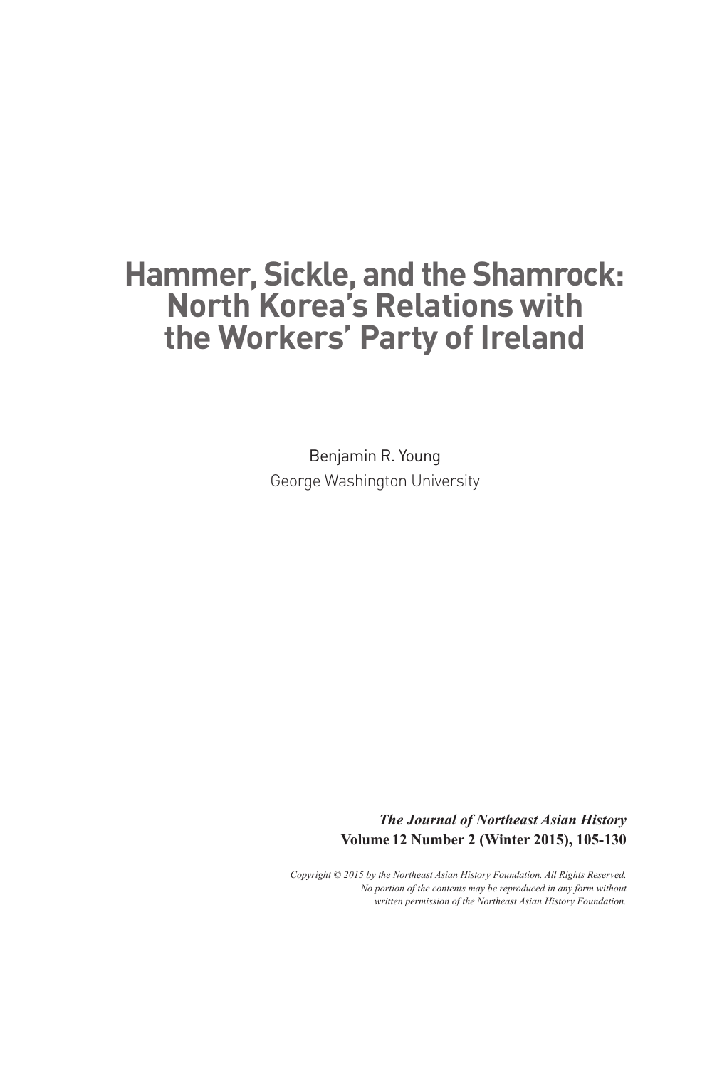# Hammer, Sickle, and the Shamrock: North Korea's Relations with the Workers' Party of Ireland

Benjamin R. Young

George Washington University

***The Journal of Northeast Asian History***
**Volume 12 Number 2 (Winter 2015), 105-130**

*Copyright © 2015 by the Northeast Asian History Foundation. All Rights Reserved. No portion of the contents may be reproduced in any form without written permission of the Northeast Asian History Foundation.*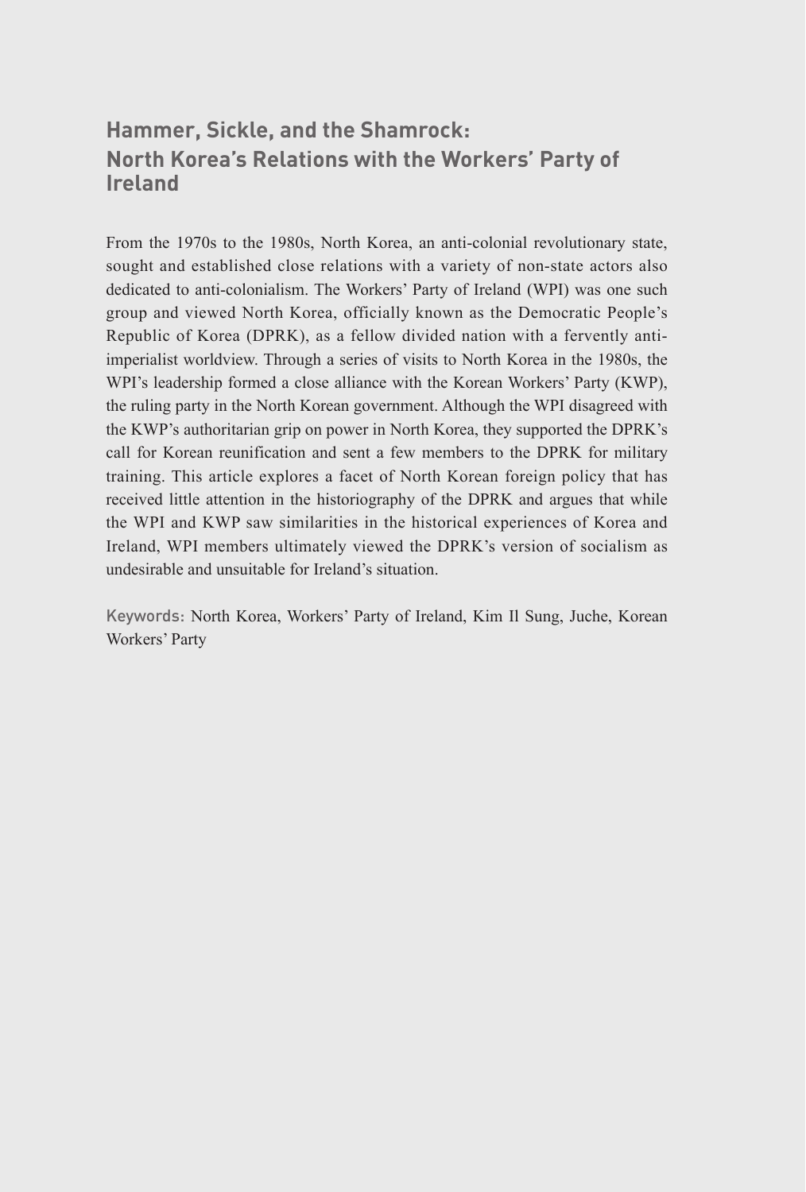## Hammer, Sickle, and the Shamrock: North Korea's Relations with the Workers' Party of Ireland

From the 1970s to the 1980s, North Korea, an anti-colonial revolutionary state, sought and established close relations with a variety of non-state actors also dedicated to anti-colonialism. The Workers' Party of Ireland (WPI) was one such group and viewed North Korea, officially known as the Democratic People's Republic of Korea (DPRK), as a fellow divided nation with a fervently anti-imperialist worldview. Through a series of visits to North Korea in the 1980s, the WPI's leadership formed a close alliance with the Korean Workers' Party (KWP), the ruling party in the North Korean government. Although the WPI disagreed with the KWP's authoritarian grip on power in North Korea, they supported the DPRK's call for Korean reunification and sent a few members to the DPRK for military training. This article explores a facet of North Korean foreign policy that has received little attention in the historiography of the DPRK and argues that while the WPI and KWP saw similarities in the historical experiences of Korea and Ireland, WPI members ultimately viewed the DPRK's version of socialism as undesirable and unsuitable for Ireland's situation.

Keywords: North Korea, Workers' Party of Ireland, Kim Il Sung, Juche, Korean Workers' Party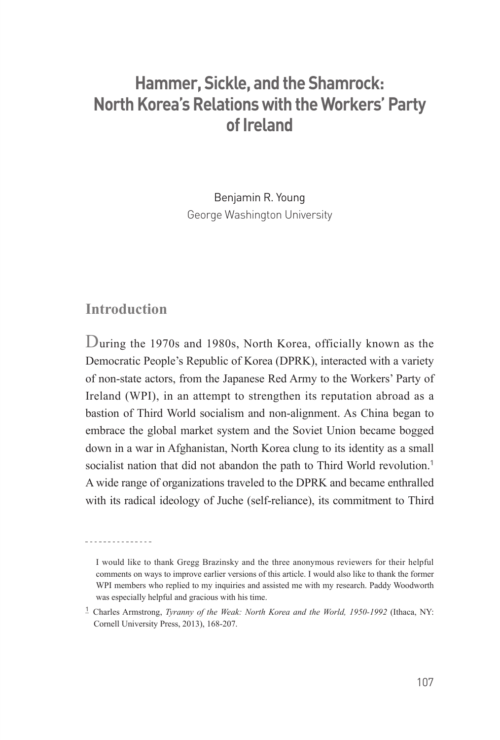# Hammer, Sickle, and the Shamrock: North Korea's Relations with the Workers' Party of Ireland

Benjamin R. Young
George Washington University

## Introduction

During the 1970s and 1980s, North Korea, officially known as the Democratic People's Republic of Korea (DPRK), interacted with a variety of non-state actors, from the Japanese Red Army to the Workers' Party of Ireland (WPI), in an attempt to strengthen its reputation abroad as a bastion of Third World socialism and non-alignment. As China began to embrace the global market system and the Soviet Union became bogged down in a war in Afghanistan, North Korea clung to its identity as a small socialist nation that did not abandon the path to Third World revolution.[1] A wide range of organizations traveled to the DPRK and became enthralled with its radical ideology of Juche (self-reliance), its commitment to Third

---

I would like to thank Gregg Brazinsky and the three anonymous reviewers for their helpful comments on ways to improve earlier versions of this article. I would also like to thank the former WPI members who replied to my inquiries and assisted me with my research. Paddy Woodworth was especially helpful and gracious with his time.

[1] Charles Armstrong, *Tyranny of the Weak: North Korea and the World, 1950-1992* (Ithaca, NY: Cornell University Press, 2013), 168-207.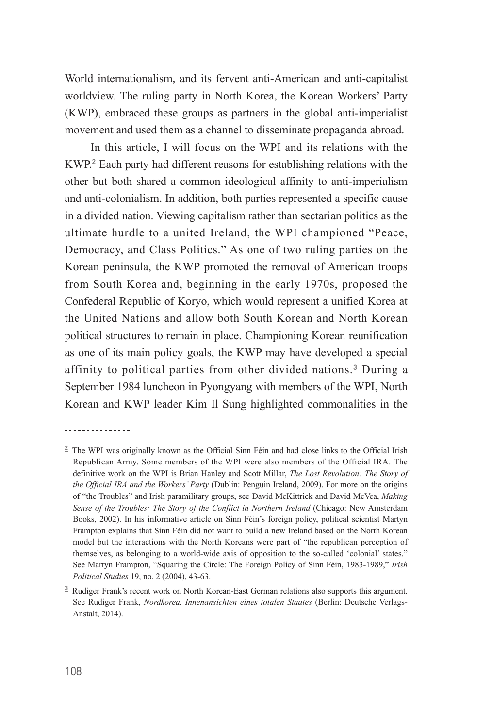World internationalism, and its fervent anti-American and anti-capitalist worldview. The ruling party in North Korea, the Korean Workers' Party (KWP), embraced these groups as partners in the global anti-imperialist movement and used them as a channel to disseminate propaganda abroad.

In this article, I will focus on the WPI and its relations with the KWP.[2] Each party had different reasons for establishing relations with the other but both shared a common ideological affinity to anti-imperialism and anti-colonialism. In addition, both parties represented a specific cause in a divided nation. Viewing capitalism rather than sectarian politics as the ultimate hurdle to a united Ireland, the WPI championed "Peace, Democracy, and Class Politics." As one of two ruling parties on the Korean peninsula, the KWP promoted the removal of American troops from South Korea and, beginning in the early 1970s, proposed the Confederal Republic of Koryo, which would represent a unified Korea at the United Nations and allow both South Korean and North Korean political structures to remain in place. Championing Korean reunification as one of its main policy goals, the KWP may have developed a special affinity to political parties from other divided nations.[3] During a September 1984 luncheon in Pyongyang with members of the WPI, North Korean and KWP leader Kim Il Sung highlighted commonalities in the

---

[2] The WPI was originally known as the Official Sinn Féin and had close links to the Official Irish Republican Army. Some members of the WPI were also members of the Official IRA. The definitive work on the WPI is Brian Hanley and Scott Millar, *The Lost Revolution: The Story of the Official IRA and the Workers' Party* (Dublin: Penguin Ireland, 2009). For more on the origins of "the Troubles" and Irish paramilitary groups, see David McKittrick and David McVea, *Making Sense of the Troubles: The Story of the Conflict in Northern Ireland* (Chicago: New Amsterdam Books, 2002). In his informative article on Sinn Féin's foreign policy, political scientist Martyn Frampton explains that Sinn Féin did not want to build a new Ireland based on the North Korean model but the interactions with the North Koreans were part of "the republican perception of themselves, as belonging to a world-wide axis of opposition to the so-called 'colonial' states." See Martyn Frampton, "Squaring the Circle: The Foreign Policy of Sinn Féin, 1983-1989," *Irish Political Studies* 19, no. 2 (2004), 43-63.

[3] Rudiger Frank's recent work on North Korean-East German relations also supports this argument. See Rudiger Frank, *Nordkorea. Innenansichten eines totalen Staates* (Berlin: Deutsche Verlags-Anstalt, 2014).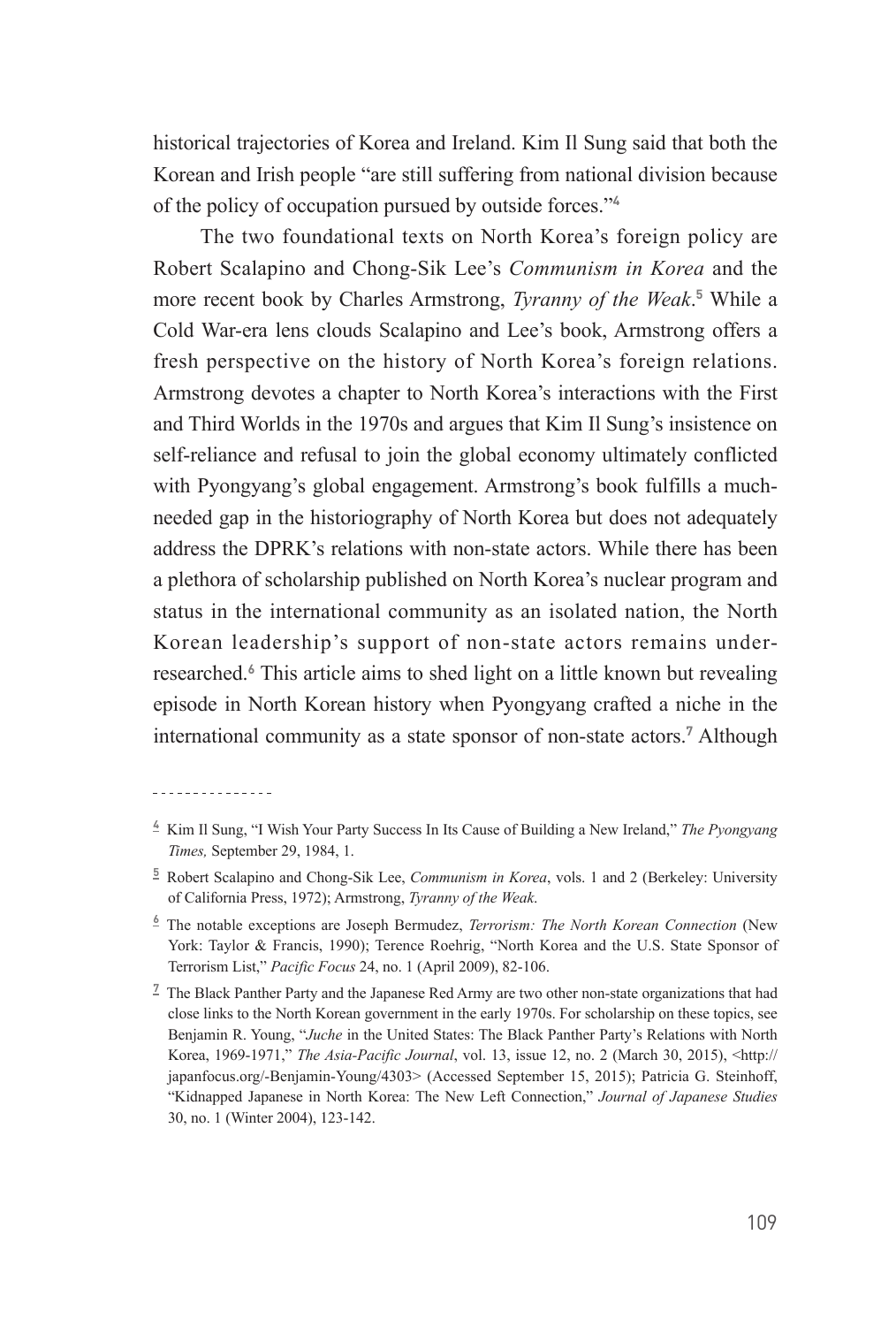historical trajectories of Korea and Ireland. Kim Il Sung said that both the Korean and Irish people "are still suffering from national division because of the policy of occupation pursued by outside forces."[4]

The two foundational texts on North Korea's foreign policy are Robert Scalapino and Chong-Sik Lee's *Communism in Korea* and the more recent book by Charles Armstrong, *Tyranny of the Weak*.[5] While a Cold War-era lens clouds Scalapino and Lee's book, Armstrong offers a fresh perspective on the history of North Korea's foreign relations. Armstrong devotes a chapter to North Korea's interactions with the First and Third Worlds in the 1970s and argues that Kim Il Sung's insistence on self-reliance and refusal to join the global economy ultimately conflicted with Pyongyang's global engagement. Armstrong's book fulfills a much-needed gap in the historiography of North Korea but does not adequately address the DPRK's relations with non-state actors. While there has been a plethora of scholarship published on North Korea's nuclear program and status in the international community as an isolated nation, the North Korean leadership's support of non-state actors remains under-researched.[6] This article aims to shed light on a little known but revealing episode in North Korean history when Pyongyang crafted a niche in the international community as a state sponsor of non-state actors.[7] Although

---

[4] Kim Il Sung, "I Wish Your Party Success In Its Cause of Building a New Ireland," *The Pyongyang Times,* September 29, 1984, 1.

[5] Robert Scalapino and Chong-Sik Lee, *Communism in Korea*, vols. 1 and 2 (Berkeley: University of California Press, 1972); Armstrong, *Tyranny of the Weak*.

[6] The notable exceptions are Joseph Bermudez, *Terrorism: The North Korean Connection* (New York: Taylor & Francis, 1990); Terence Roehrig, "North Korea and the U.S. State Sponsor of Terrorism List," *Pacific Focus* 24, no. 1 (April 2009), 82-106.

[7] The Black Panther Party and the Japanese Red Army are two other non-state organizations that had close links to the North Korean government in the early 1970s. For scholarship on these topics, see Benjamin R. Young, "*Juche* in the United States: The Black Panther Party's Relations with North Korea, 1969-1971," *The Asia-Pacific Journal*, vol. 13, issue 12, no. 2 (March 30, 2015), <http://japanfocus.org/-Benjamin-Young/4303> (Accessed September 15, 2015); Patricia G. Steinhoff, "Kidnapped Japanese in North Korea: The New Left Connection," *Journal of Japanese Studies* 30, no. 1 (Winter 2004), 123-142.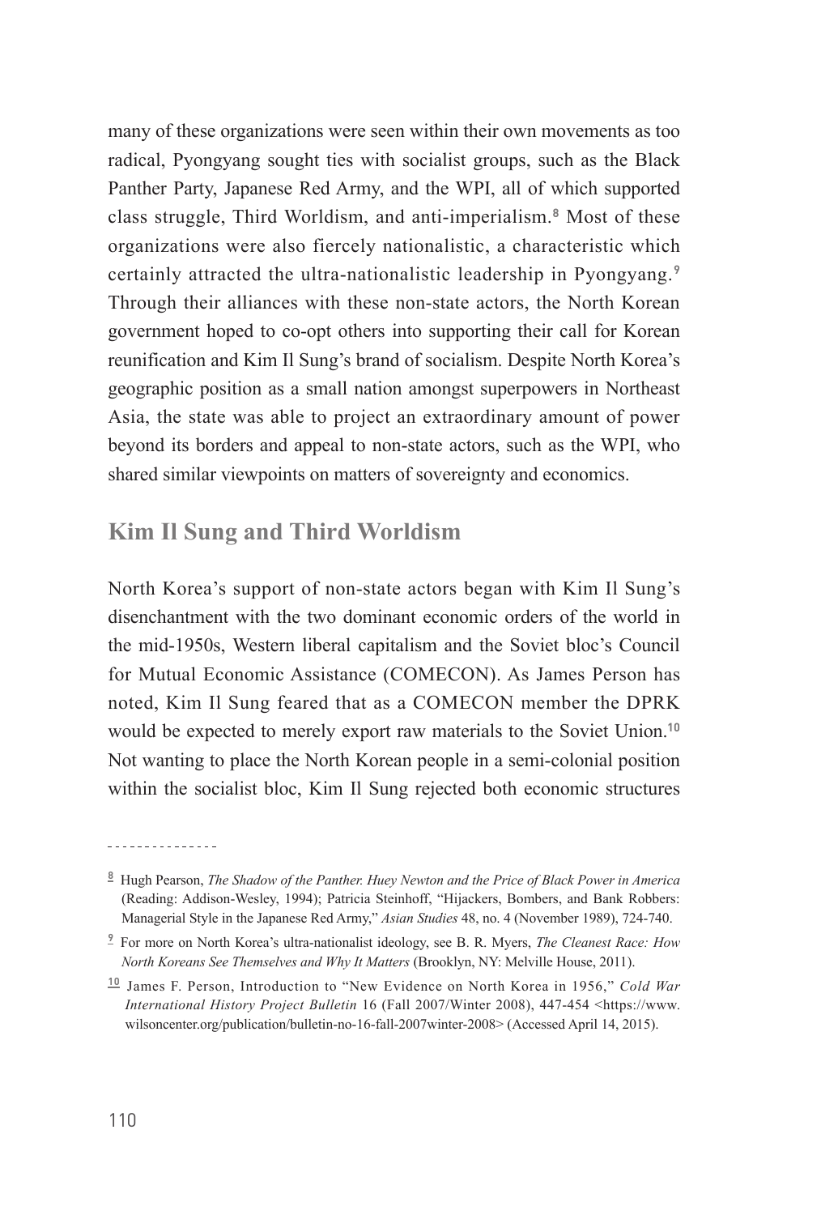many of these organizations were seen within their own movements as too radical, Pyongyang sought ties with socialist groups, such as the Black Panther Party, Japanese Red Army, and the WPI, all of which supported class struggle, Third Worldism, and anti-imperialism.[8] Most of these organizations were also fiercely nationalistic, a characteristic which certainly attracted the ultra-nationalistic leadership in Pyongyang.[9] Through their alliances with these non-state actors, the North Korean government hoped to co-opt others into supporting their call for Korean reunification and Kim Il Sung's brand of socialism. Despite North Korea's geographic position as a small nation amongst superpowers in Northeast Asia, the state was able to project an extraordinary amount of power beyond its borders and appeal to non-state actors, such as the WPI, who shared similar viewpoints on matters of sovereignty and economics.

## Kim Il Sung and Third Worldism

North Korea's support of non-state actors began with Kim Il Sung's disenchantment with the two dominant economic orders of the world in the mid-1950s, Western liberal capitalism and the Soviet bloc's Council for Mutual Economic Assistance (COMECON). As James Person has noted, Kim Il Sung feared that as a COMECON member the DPRK would be expected to merely export raw materials to the Soviet Union.[10] Not wanting to place the North Korean people in a semi-colonial position within the socialist bloc, Kim Il Sung rejected both economic structures

---

[8] Hugh Pearson, *The Shadow of the Panther. Huey Newton and the Price of Black Power in America* (Reading: Addison-Wesley, 1994); Patricia Steinhoff, "Hijackers, Bombers, and Bank Robbers: Managerial Style in the Japanese Red Army," *Asian Studies* 48, no. 4 (November 1989), 724-740.

[9] For more on North Korea's ultra-nationalist ideology, see B. R. Myers, *The Cleanest Race: How North Koreans See Themselves and Why It Matters* (Brooklyn, NY: Melville House, 2011).

[10] James F. Person, Introduction to "New Evidence on North Korea in 1956," *Cold War International History Project Bulletin* 16 (Fall 2007/Winter 2008), 447-454 <https://www.wilsoncenter.org/publication/bulletin-no-16-fall-2007winter-2008> (Accessed April 14, 2015).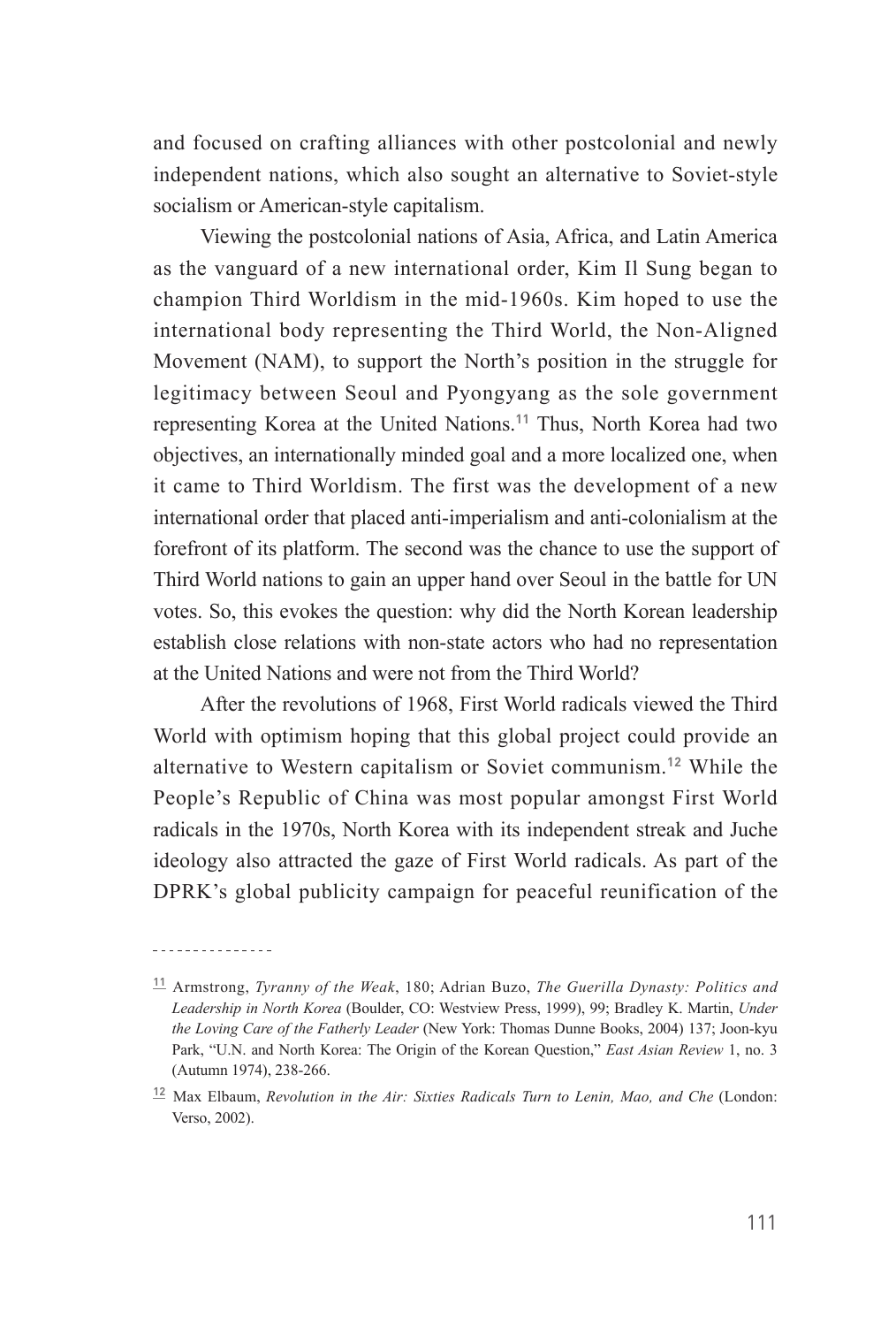and focused on crafting alliances with other postcolonial and newly independent nations, which also sought an alternative to Soviet-style socialism or American-style capitalism.

Viewing the postcolonial nations of Asia, Africa, and Latin America as the vanguard of a new international order, Kim Il Sung began to champion Third Worldism in the mid-1960s. Kim hoped to use the international body representing the Third World, the Non-Aligned Movement (NAM), to support the North's position in the struggle for legitimacy between Seoul and Pyongyang as the sole government representing Korea at the United Nations.[11] Thus, North Korea had two objectives, an internationally minded goal and a more localized one, when it came to Third Worldism. The first was the development of a new international order that placed anti-imperialism and anti-colonialism at the forefront of its platform. The second was the chance to use the support of Third World nations to gain an upper hand over Seoul in the battle for UN votes. So, this evokes the question: why did the North Korean leadership establish close relations with non-state actors who had no representation at the United Nations and were not from the Third World?

After the revolutions of 1968, First World radicals viewed the Third World with optimism hoping that this global project could provide an alternative to Western capitalism or Soviet communism.[12] While the People's Republic of China was most popular amongst First World radicals in the 1970s, North Korea with its independent streak and Juche ideology also attracted the gaze of First World radicals. As part of the DPRK's global publicity campaign for peaceful reunification of the

---

[11] Armstrong, *Tyranny of the Weak*, 180; Adrian Buzo, *The Guerilla Dynasty: Politics and Leadership in North Korea* (Boulder, CO: Westview Press, 1999), 99; Bradley K. Martin, *Under the Loving Care of the Fatherly Leader* (New York: Thomas Dunne Books, 2004) 137; Joon-kyu Park, "U.N. and North Korea: The Origin of the Korean Question," *East Asian Review* 1, no. 3 (Autumn 1974), 238-266.

[12] Max Elbaum, *Revolution in the Air: Sixties Radicals Turn to Lenin, Mao, and Che* (London: Verso, 2002).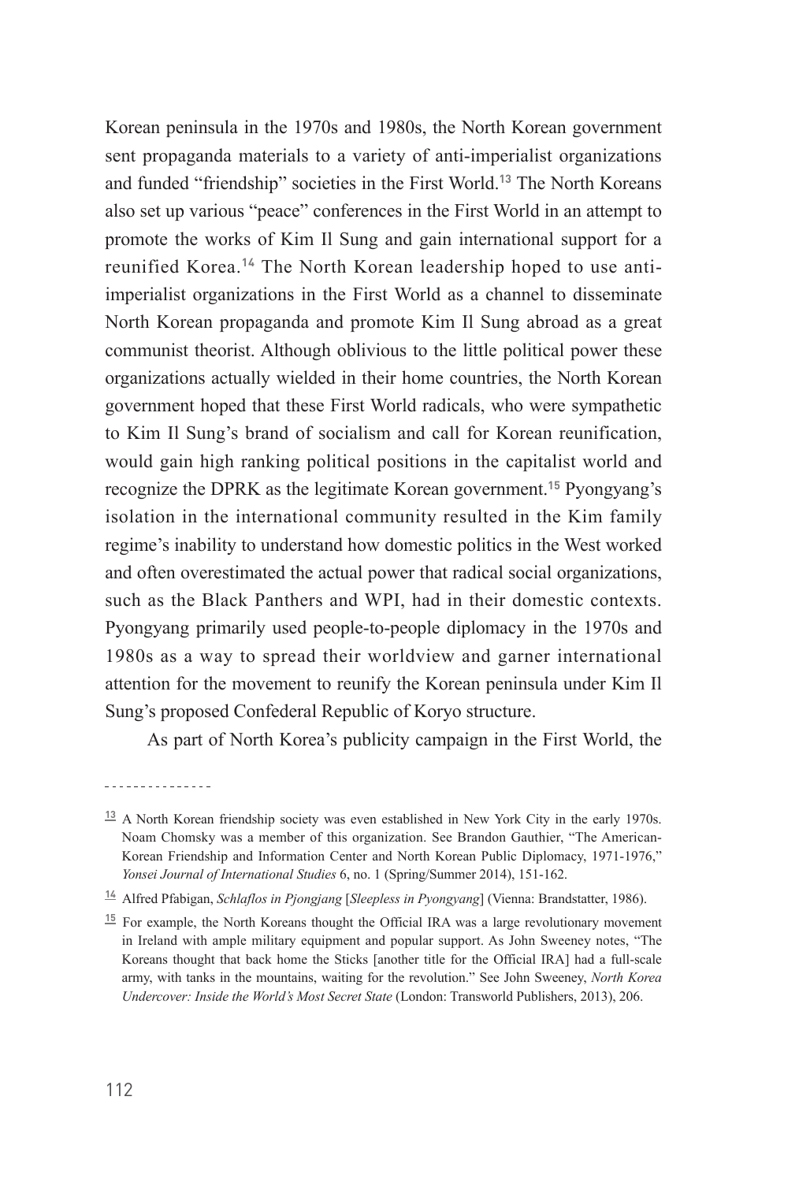Korean peninsula in the 1970s and 1980s, the North Korean government sent propaganda materials to a variety of anti-imperialist organizations and funded "friendship" societies in the First World.[13] The North Koreans also set up various "peace" conferences in the First World in an attempt to promote the works of Kim Il Sung and gain international support for a reunified Korea.[14] The North Korean leadership hoped to use anti-imperialist organizations in the First World as a channel to disseminate North Korean propaganda and promote Kim Il Sung abroad as a great communist theorist. Although oblivious to the little political power these organizations actually wielded in their home countries, the North Korean government hoped that these First World radicals, who were sympathetic to Kim Il Sung's brand of socialism and call for Korean reunification, would gain high ranking political positions in the capitalist world and recognize the DPRK as the legitimate Korean government.[15] Pyongyang's isolation in the international community resulted in the Kim family regime's inability to understand how domestic politics in the West worked and often overestimated the actual power that radical social organizations, such as the Black Panthers and WPI, had in their domestic contexts. Pyongyang primarily used people-to-people diplomacy in the 1970s and 1980s as a way to spread their worldview and garner international attention for the movement to reunify the Korean peninsula under Kim Il Sung's proposed Confederal Republic of Koryo structure.

As part of North Korea's publicity campaign in the First World, the

---

[13] A North Korean friendship society was even established in New York City in the early 1970s. Noam Chomsky was a member of this organization. See Brandon Gauthier, "The American-Korean Friendship and Information Center and North Korean Public Diplomacy, 1971-1976," *Yonsei Journal of International Studies* 6, no. 1 (Spring/Summer 2014), 151-162.

[14] Alfred Pfabigan, *Schlaflos in Pjongjang* [*Sleepless in Pyongyang*] (Vienna: Brandstatter, 1986).

[15] For example, the North Koreans thought the Official IRA was a large revolutionary movement in Ireland with ample military equipment and popular support. As John Sweeney notes, "The Koreans thought that back home the Sticks [another title for the Official IRA] had a full-scale army, with tanks in the mountains, waiting for the revolution." See John Sweeney, *North Korea Undercover: Inside the World's Most Secret State* (London: Transworld Publishers, 2013), 206.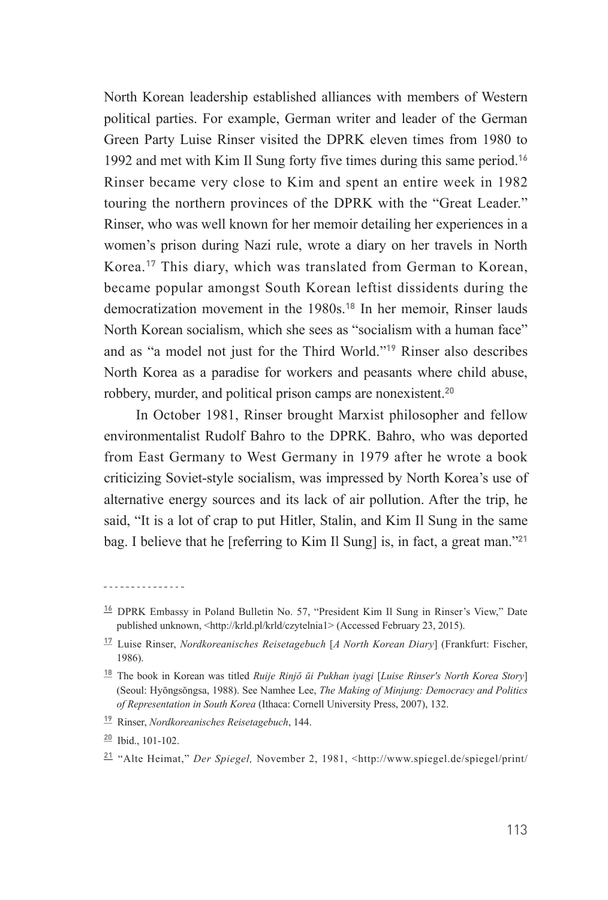North Korean leadership established alliances with members of Western political parties. For example, German writer and leader of the German Green Party Luise Rinser visited the DPRK eleven times from 1980 to 1992 and met with Kim Il Sung forty five times during this same period.[16] Rinser became very close to Kim and spent an entire week in 1982 touring the northern provinces of the DPRK with the "Great Leader." Rinser, who was well known for her memoir detailing her experiences in a women's prison during Nazi rule, wrote a diary on her travels in North Korea.[17] This diary, which was translated from German to Korean, became popular amongst South Korean leftist dissidents during the democratization movement in the 1980s.[18] In her memoir, Rinser lauds North Korean socialism, which she sees as "socialism with a human face" and as "a model not just for the Third World."[19] Rinser also describes North Korea as a paradise for workers and peasants where child abuse, robbery, murder, and political prison camps are nonexistent.[20]

In October 1981, Rinser brought Marxist philosopher and fellow environmentalist Rudolf Bahro to the DPRK. Bahro, who was deported from East Germany to West Germany in 1979 after he wrote a book criticizing Soviet-style socialism, was impressed by North Korea's use of alternative energy sources and its lack of air pollution. After the trip, he said, "It is a lot of crap to put Hitler, Stalin, and Kim Il Sung in the same bag. I believe that he [referring to Kim Il Sung] is, in fact, a great man."[21]

---

[16] DPRK Embassy in Poland Bulletin No. 57, "President Kim Il Sung in Rinser's View," Date published unknown, <http://krld.pl/krld/czytelnia1> (Accessed February 23, 2015).

[17] Luise Rinser, *Nordkoreanisches Reisetagebuch* [*A North Korean Diary*] (Frankfurt: Fischer, 1986).

[18] The book in Korean was titled *Ruije Rinjŏ ŭi Pukhan iyagi* [*Luise Rinser's North Korea Story*] (Seoul: Hyŏngsŏngsa, 1988). See Namhee Lee, *The Making of Minjung: Democracy and Politics of Representation in South Korea* (Ithaca: Cornell University Press, 2007), 132.

[19] Rinser, *Nordkoreanisches Reisetagebuch*, 144.

[20] Ibid., 101-102.

[21] "Alte Heimat," *Der Spiegel,* November 2, 1981, <http://www.spiegel.de/spiegel/print/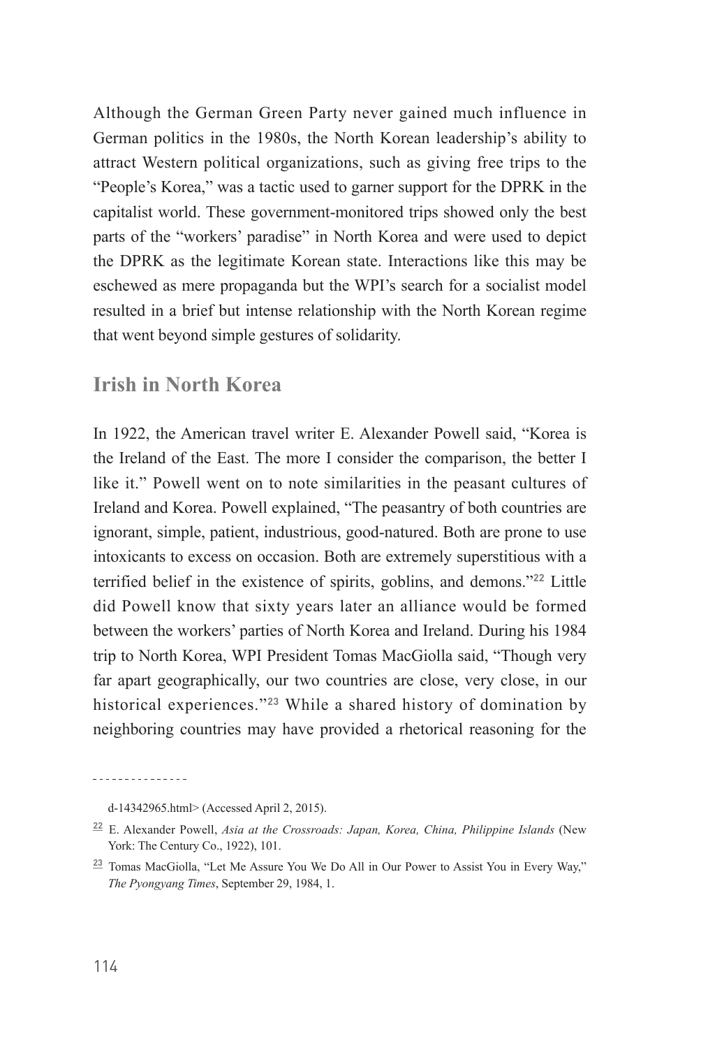Although the German Green Party never gained much influence in German politics in the 1980s, the North Korean leadership's ability to attract Western political organizations, such as giving free trips to the "People's Korea," was a tactic used to garner support for the DPRK in the capitalist world. These government-monitored trips showed only the best parts of the "workers' paradise" in North Korea and were used to depict the DPRK as the legitimate Korean state. Interactions like this may be eschewed as mere propaganda but the WPI's search for a socialist model resulted in a brief but intense relationship with the North Korean regime that went beyond simple gestures of solidarity.

## Irish in North Korea

In 1922, the American travel writer E. Alexander Powell said, "Korea is the Ireland of the East. The more I consider the comparison, the better I like it." Powell went on to note similarities in the peasant cultures of Ireland and Korea. Powell explained, "The peasantry of both countries are ignorant, simple, patient, industrious, good-natured. Both are prone to use intoxicants to excess on occasion. Both are extremely superstitious with a terrified belief in the existence of spirits, goblins, and demons."[22] Little did Powell know that sixty years later an alliance would be formed between the workers' parties of North Korea and Ireland. During his 1984 trip to North Korea, WPI President Tomas MacGiolla said, "Though very far apart geographically, our two countries are close, very close, in our historical experiences."[23] While a shared history of domination by neighboring countries may have provided a rhetorical reasoning for the

---

d-14342965.html> (Accessed April 2, 2015).

[22] E. Alexander Powell, *Asia at the Crossroads: Japan, Korea, China, Philippine Islands* (New York: The Century Co., 1922), 101.

[23] Tomas MacGiolla, "Let Me Assure You We Do All in Our Power to Assist You in Every Way," *The Pyongyang Times*, September 29, 1984, 1.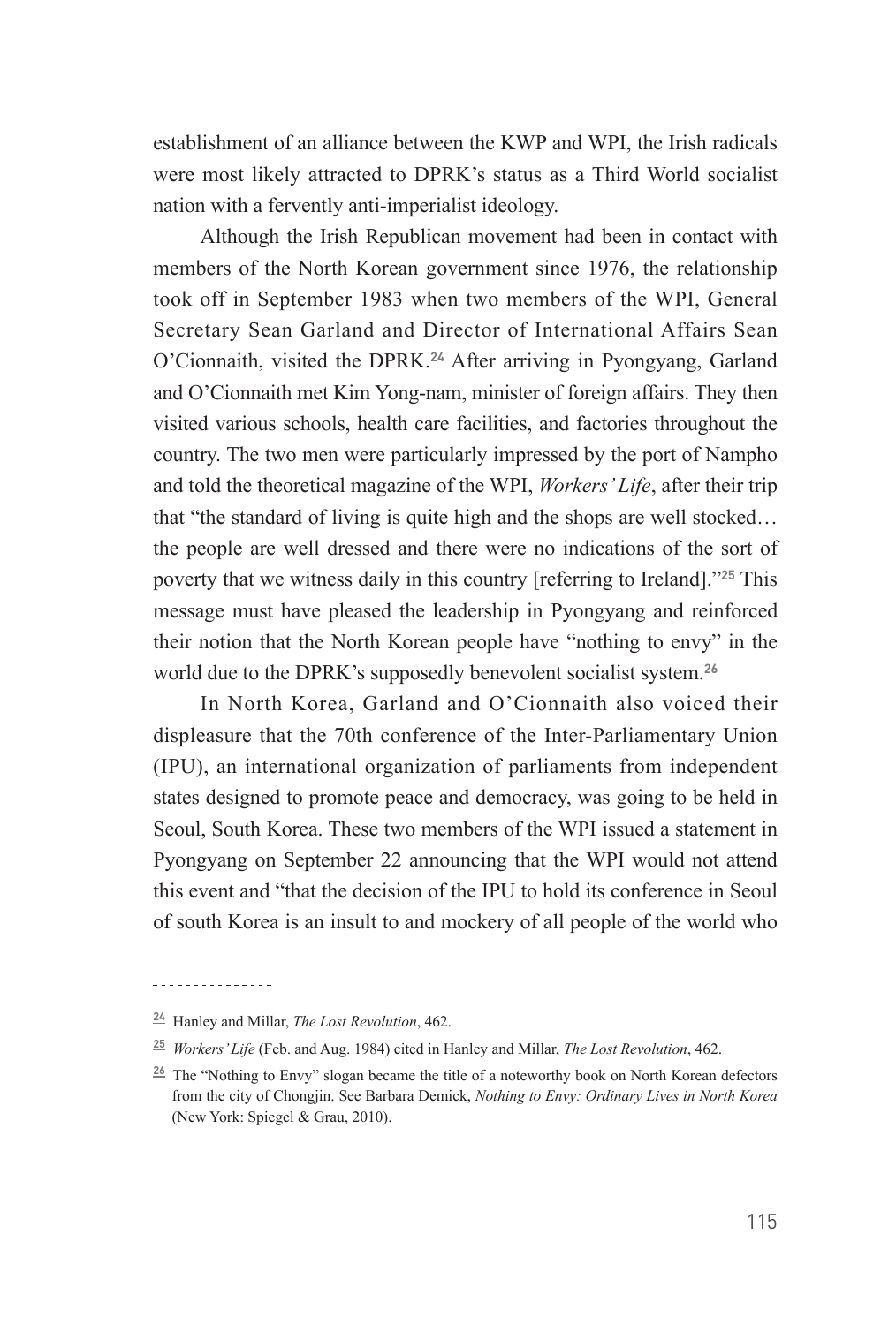establishment of an alliance between the KWP and WPI, the Irish radicals were most likely attracted to DPRK's status as a Third World socialist nation with a fervently anti-imperialist ideology.

Although the Irish Republican movement had been in contact with members of the North Korean government since 1976, the relationship took off in September 1983 when two members of the WPI, General Secretary Sean Garland and Director of International Affairs Sean O'Cionnaith, visited the DPRK.[24] After arriving in Pyongyang, Garland and O'Cionnaith met Kim Yong-nam, minister of foreign affairs. They then visited various schools, health care facilities, and factories throughout the country. The two men were particularly impressed by the port of Nampho and told the theoretical magazine of the WPI, *Workers' Life*, after their trip that "the standard of living is quite high and the shops are well stocked… the people are well dressed and there were no indications of the sort of poverty that we witness daily in this country [referring to Ireland]."[25] This message must have pleased the leadership in Pyongyang and reinforced their notion that the North Korean people have "nothing to envy" in the world due to the DPRK's supposedly benevolent socialist system.[26]

In North Korea, Garland and O'Cionnaith also voiced their displeasure that the 70th conference of the Inter-Parliamentary Union (IPU), an international organization of parliaments from independent states designed to promote peace and democracy, was going to be held in Seoul, South Korea. These two members of the WPI issued a statement in Pyongyang on September 22 announcing that the WPI would not attend this event and "that the decision of the IPU to hold its conference in Seoul of south Korea is an insult to and mockery of all people of the world who

---

[24] Hanley and Millar, *The Lost Revolution*, 462.

[25] *Workers' Life* (Feb. and Aug. 1984) cited in Hanley and Millar, *The Lost Revolution*, 462.

[26] The "Nothing to Envy" slogan became the title of a noteworthy book on North Korean defectors from the city of Chongjin. See Barbara Demick, *Nothing to Envy: Ordinary Lives in North Korea* (New York: Spiegel & Grau, 2010).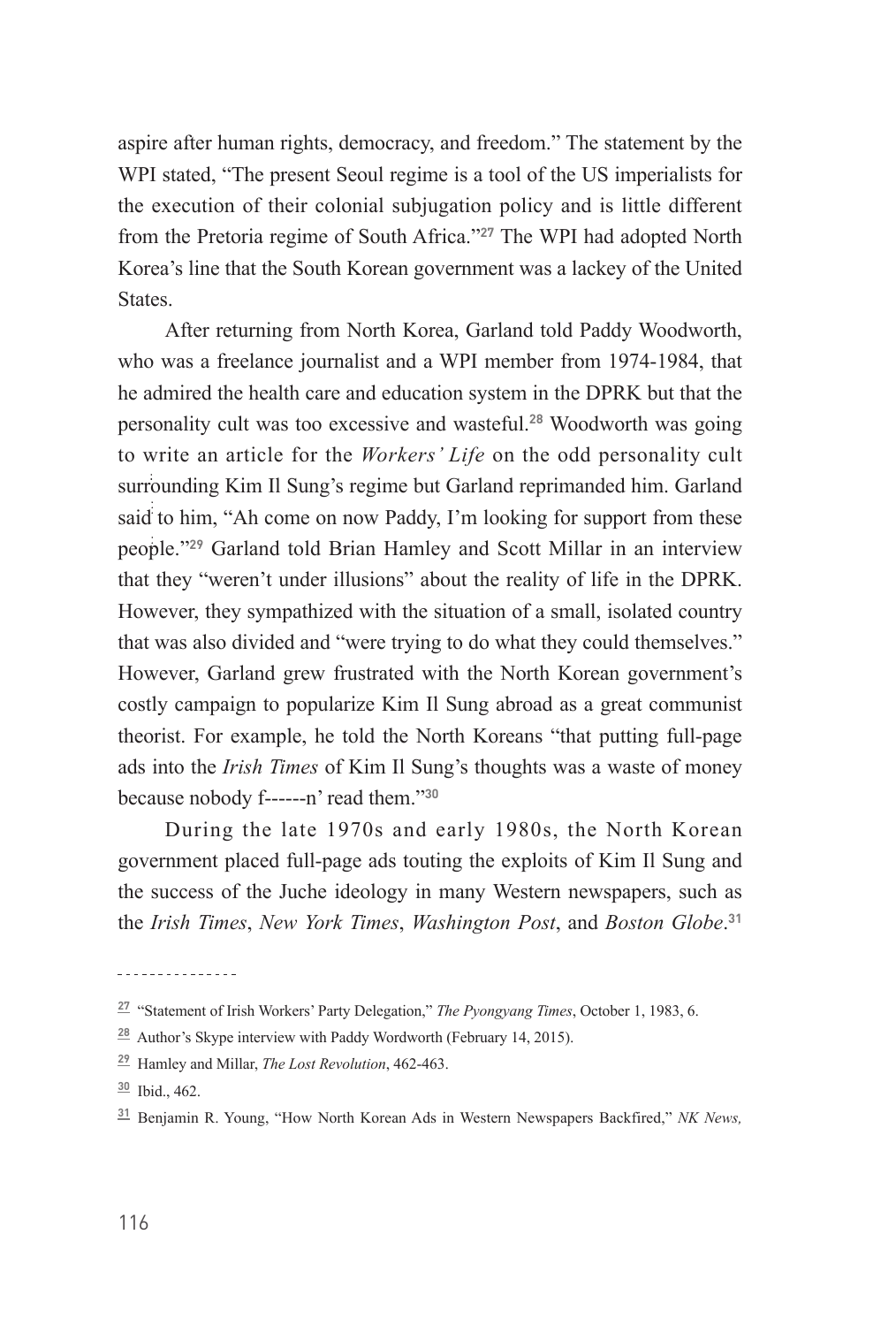aspire after human rights, democracy, and freedom." The statement by the WPI stated, "The present Seoul regime is a tool of the US imperialists for the execution of their colonial subjugation policy and is little different from the Pretoria regime of South Africa."[27] The WPI had adopted North Korea's line that the South Korean government was a lackey of the United States.

After returning from North Korea, Garland told Paddy Woodworth, who was a freelance journalist and a WPI member from 1974-1984, that he admired the health care and education system in the DPRK but that the personality cult was too excessive and wasteful.[28] Woodworth was going to write an article for the *Workers' Life* on the odd personality cult surrounding Kim Il Sung's regime but Garland reprimanded him. Garland said to him, "Ah come on now Paddy, I'm looking for support from these people."[29] Garland told Brian Hamley and Scott Millar in an interview that they "weren't under illusions" about the reality of life in the DPRK. However, they sympathized with the situation of a small, isolated country that was also divided and "were trying to do what they could themselves." However, Garland grew frustrated with the North Korean government's costly campaign to popularize Kim Il Sung abroad as a great communist theorist. For example, he told the North Koreans "that putting full-page ads into the *Irish Times* of Kim Il Sung's thoughts was a waste of money because nobody f------n' read them."[30]

During the late 1970s and early 1980s, the North Korean government placed full-page ads touting the exploits of Kim Il Sung and the success of the Juche ideology in many Western newspapers, such as the *Irish Times*, *New York Times*, *Washington Post*, and *Boston Globe*.[31]

---

[27] "Statement of Irish Workers' Party Delegation," *The Pyongyang Times*, October 1, 1983, 6.

[28] Author's Skype interview with Paddy Wordworth (February 14, 2015).

[29] Hamley and Millar, *The Lost Revolution*, 462-463.

[30] Ibid., 462.

[31] Benjamin R. Young, "How North Korean Ads in Western Newspapers Backfired," *NK News,*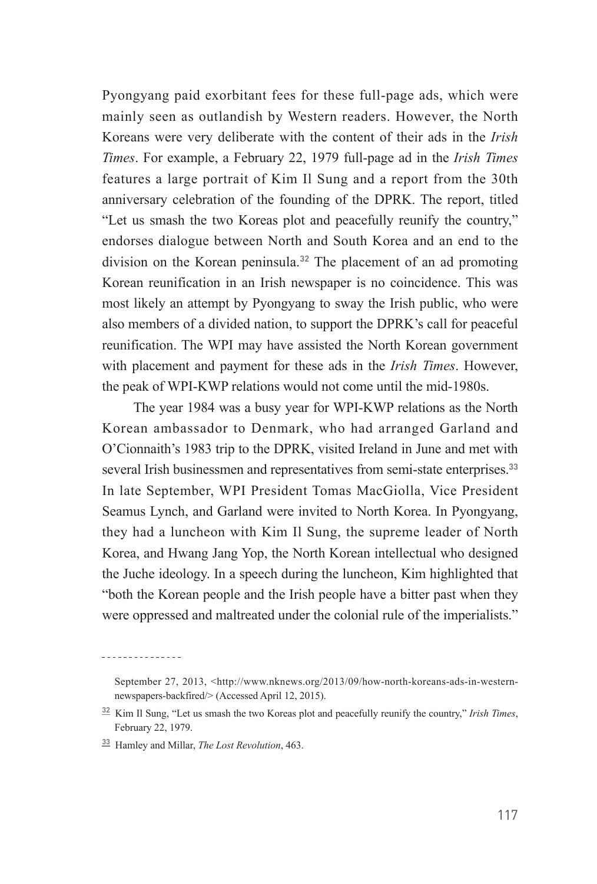Pyongyang paid exorbitant fees for these full-page ads, which were mainly seen as outlandish by Western readers. However, the North Koreans were very deliberate with the content of their ads in the *Irish Times*. For example, a February 22, 1979 full-page ad in the *Irish Times* features a large portrait of Kim Il Sung and a report from the 30th anniversary celebration of the founding of the DPRK. The report, titled "Let us smash the two Koreas plot and peacefully reunify the country," endorses dialogue between North and South Korea and an end to the division on the Korean peninsula.[32] The placement of an ad promoting Korean reunification in an Irish newspaper is no coincidence. This was most likely an attempt by Pyongyang to sway the Irish public, who were also members of a divided nation, to support the DPRK's call for peaceful reunification. The WPI may have assisted the North Korean government with placement and payment for these ads in the *Irish Times*. However, the peak of WPI-KWP relations would not come until the mid-1980s.

The year 1984 was a busy year for WPI-KWP relations as the North Korean ambassador to Denmark, who had arranged Garland and O'Cionnaith's 1983 trip to the DPRK, visited Ireland in June and met with several Irish businessmen and representatives from semi-state enterprises.[33] In late September, WPI President Tomas MacGiolla, Vice President Seamus Lynch, and Garland were invited to North Korea. In Pyongyang, they had a luncheon with Kim Il Sung, the supreme leader of North Korea, and Hwang Jang Yop, the North Korean intellectual who designed the Juche ideology. In a speech during the luncheon, Kim highlighted that "both the Korean people and the Irish people have a bitter past when they were oppressed and maltreated under the colonial rule of the imperialists."

---

September 27, 2013, <http://www.nknews.org/2013/09/how-north-koreans-ads-in-western-newspapers-backfired/> (Accessed April 12, 2015).

[32] Kim Il Sung, "Let us smash the two Koreas plot and peacefully reunify the country," *Irish Times*, February 22, 1979.

[33] Hamley and Millar, *The Lost Revolution*, 463.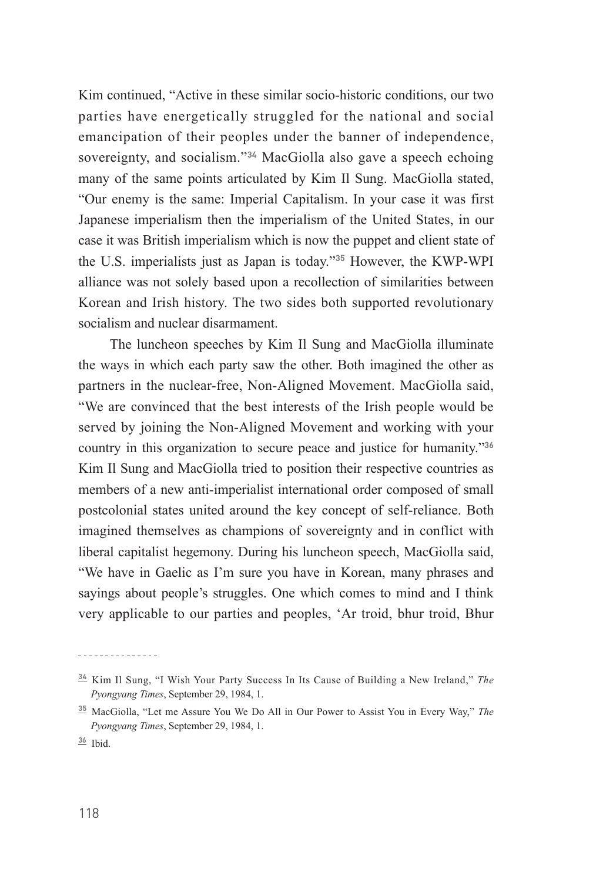Kim continued, "Active in these similar socio-historic conditions, our two parties have energetically struggled for the national and social emancipation of their peoples under the banner of independence, sovereignty, and socialism."[34] MacGiolla also gave a speech echoing many of the same points articulated by Kim Il Sung. MacGiolla stated, "Our enemy is the same: Imperial Capitalism. In your case it was first Japanese imperialism then the imperialism of the United States, in our case it was British imperialism which is now the puppet and client state of the U.S. imperialists just as Japan is today."[35] However, the KWP-WPI alliance was not solely based upon a recollection of similarities between Korean and Irish history. The two sides both supported revolutionary socialism and nuclear disarmament.

The luncheon speeches by Kim Il Sung and MacGiolla illuminate the ways in which each party saw the other. Both imagined the other as partners in the nuclear-free, Non-Aligned Movement. MacGiolla said, "We are convinced that the best interests of the Irish people would be served by joining the Non-Aligned Movement and working with your country in this organization to secure peace and justice for humanity."[36] Kim Il Sung and MacGiolla tried to position their respective countries as members of a new anti-imperialist international order composed of small postcolonial states united around the key concept of self-reliance. Both imagined themselves as champions of sovereignty and in conflict with liberal capitalist hegemony. During his luncheon speech, MacGiolla said, "We have in Gaelic as I'm sure you have in Korean, many phrases and sayings about people's struggles. One which comes to mind and I think very applicable to our parties and peoples, 'Ar troid, bhur troid, Bhur

---

[34] Kim Il Sung, "I Wish Your Party Success In Its Cause of Building a New Ireland," *The Pyongyang Times*, September 29, 1984, 1.

[35] MacGiolla, "Let me Assure You We Do All in Our Power to Assist You in Every Way," *The Pyongyang Times*, September 29, 1984, 1.

[36] Ibid.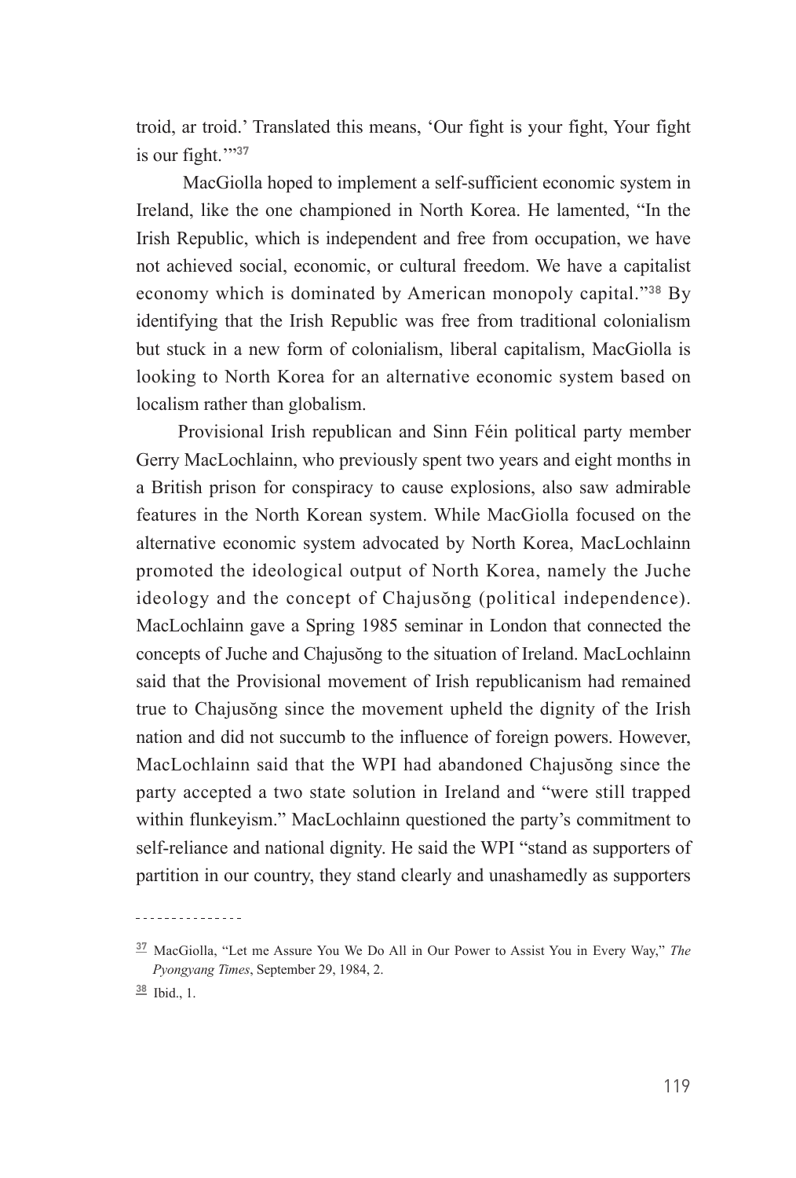troid, ar troid.' Translated this means, 'Our fight is your fight, Your fight is our fight.'"[37]

MacGiolla hoped to implement a self-sufficient economic system in Ireland, like the one championed in North Korea. He lamented, "In the Irish Republic, which is independent and free from occupation, we have not achieved social, economic, or cultural freedom. We have a capitalist economy which is dominated by American monopoly capital."[38] By identifying that the Irish Republic was free from traditional colonialism but stuck in a new form of colonialism, liberal capitalism, MacGiolla is looking to North Korea for an alternative economic system based on localism rather than globalism.

Provisional Irish republican and Sinn Féin political party member Gerry MacLochlainn, who previously spent two years and eight months in a British prison for conspiracy to cause explosions, also saw admirable features in the North Korean system. While MacGiolla focused on the alternative economic system advocated by North Korea, MacLochlainn promoted the ideological output of North Korea, namely the Juche ideology and the concept of Chajusŏng (political independence). MacLochlainn gave a Spring 1985 seminar in London that connected the concepts of Juche and Chajusŏng to the situation of Ireland. MacLochlainn said that the Provisional movement of Irish republicanism had remained true to Chajusŏng since the movement upheld the dignity of the Irish nation and did not succumb to the influence of foreign powers. However, MacLochlainn said that the WPI had abandoned Chajusŏng since the party accepted a two state solution in Ireland and "were still trapped within flunkeyism." MacLochlainn questioned the party's commitment to self-reliance and national dignity. He said the WPI "stand as supporters of partition in our country, they stand clearly and unashamedly as supporters

---

[37] MacGiolla, "Let me Assure You We Do All in Our Power to Assist You in Every Way," *The Pyongyang Times*, September 29, 1984, 2.

[38] Ibid., 1.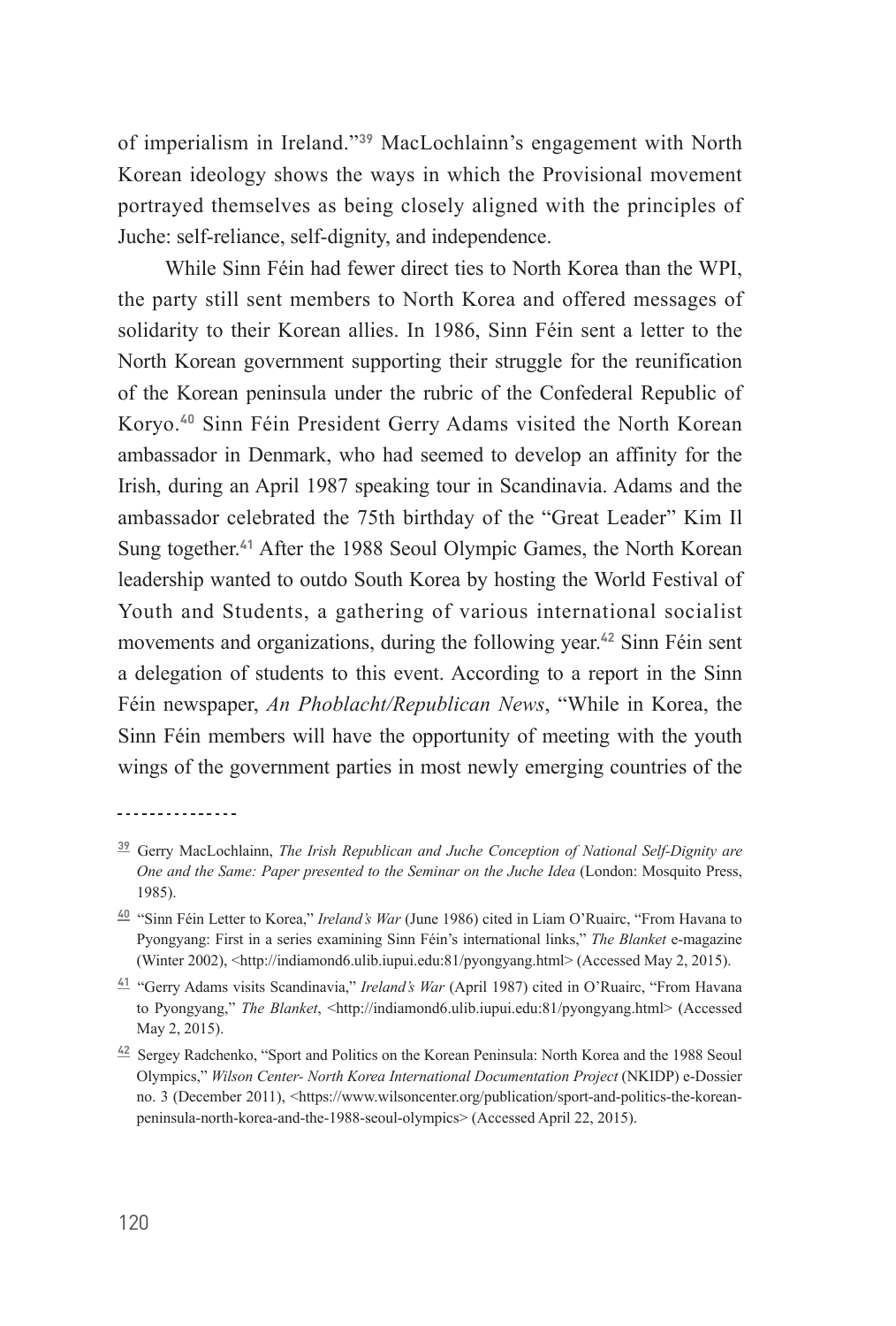of imperialism in Ireland."[39] MacLochlainn's engagement with North Korean ideology shows the ways in which the Provisional movement portrayed themselves as being closely aligned with the principles of Juche: self-reliance, self-dignity, and independence.

While Sinn Féin had fewer direct ties to North Korea than the WPI, the party still sent members to North Korea and offered messages of solidarity to their Korean allies. In 1986, Sinn Féin sent a letter to the North Korean government supporting their struggle for the reunification of the Korean peninsula under the rubric of the Confederal Republic of Koryo.[40] Sinn Féin President Gerry Adams visited the North Korean ambassador in Denmark, who had seemed to develop an affinity for the Irish, during an April 1987 speaking tour in Scandinavia. Adams and the ambassador celebrated the 75th birthday of the "Great Leader" Kim Il Sung together.[41] After the 1988 Seoul Olympic Games, the North Korean leadership wanted to outdo South Korea by hosting the World Festival of Youth and Students, a gathering of various international socialist movements and organizations, during the following year.[42] Sinn Féin sent a delegation of students to this event. According to a report in the Sinn Féin newspaper, *An Phoblacht/Republican News*, "While in Korea, the Sinn Féin members will have the opportunity of meeting with the youth wings of the government parties in most newly emerging countries of the

---

[39] Gerry MacLochlainn, *The Irish Republican and Juche Conception of National Self-Dignity are One and the Same: Paper presented to the Seminar on the Juche Idea* (London: Mosquito Press, 1985).

[40] "Sinn Féin Letter to Korea," *Ireland's War* (June 1986) cited in Liam O'Ruairc, "From Havana to Pyongyang: First in a series examining Sinn Féin's international links," *The Blanket* e-magazine (Winter 2002), <http://indiamond6.ulib.iupui.edu:81/pyongyang.html> (Accessed May 2, 2015).

[41] "Gerry Adams visits Scandinavia," *Ireland's War* (April 1987) cited in O'Ruairc, "From Havana to Pyongyang," *The Blanket*, <http://indiamond6.ulib.iupui.edu:81/pyongyang.html> (Accessed May 2, 2015).

[42] Sergey Radchenko, "Sport and Politics on the Korean Peninsula: North Korea and the 1988 Seoul Olympics," *Wilson Center- North Korea International Documentation Project* (NKIDP) e-Dossier no. 3 (December 2011), <https://www.wilsoncenter.org/publication/sport-and-politics-the-korean-peninsula-north-korea-and-the-1988-seoul-olympics> (Accessed April 22, 2015).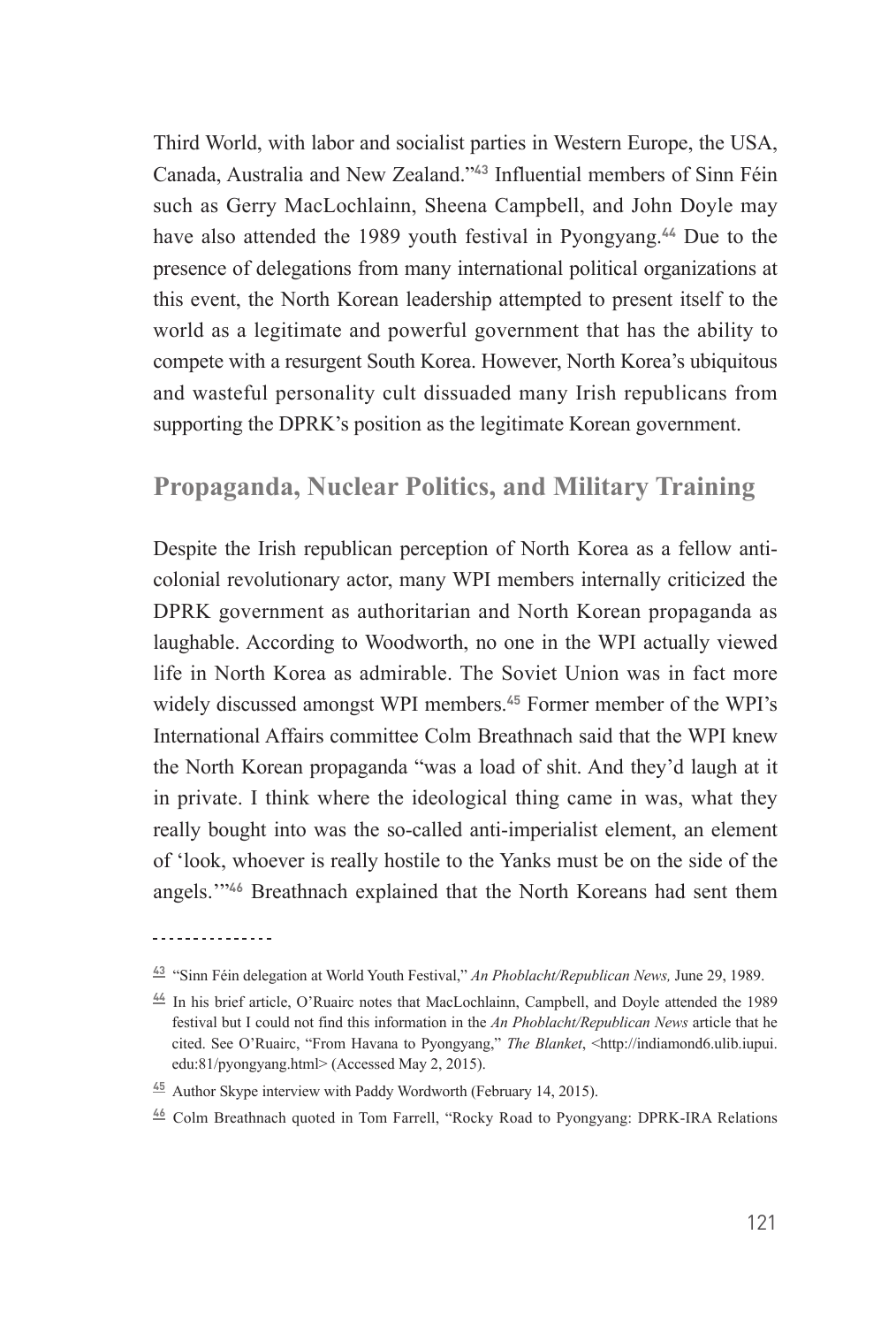Third World, with labor and socialist parties in Western Europe, the USA, Canada, Australia and New Zealand."[43] Influential members of Sinn Féin such as Gerry MacLochlainn, Sheena Campbell, and John Doyle may have also attended the 1989 youth festival in Pyongyang.[44] Due to the presence of delegations from many international political organizations at this event, the North Korean leadership attempted to present itself to the world as a legitimate and powerful government that has the ability to compete with a resurgent South Korea. However, North Korea's ubiquitous and wasteful personality cult dissuaded many Irish republicans from supporting the DPRK's position as the legitimate Korean government.

## Propaganda, Nuclear Politics, and Military Training

Despite the Irish republican perception of North Korea as a fellow anti-colonial revolutionary actor, many WPI members internally criticized the DPRK government as authoritarian and North Korean propaganda as laughable. According to Woodworth, no one in the WPI actually viewed life in North Korea as admirable. The Soviet Union was in fact more widely discussed amongst WPI members.[45] Former member of the WPI's International Affairs committee Colm Breathnach said that the WPI knew the North Korean propaganda "was a load of shit. And they'd laugh at it in private. I think where the ideological thing came in was, what they really bought into was the so-called anti-imperialist element, an element of 'look, whoever is really hostile to the Yanks must be on the side of the angels.'"[46] Breathnach explained that the North Koreans had sent them

---

[43] "Sinn Féin delegation at World Youth Festival," *An Phoblacht/Republican News,* June 29, 1989.

[44] In his brief article, O'Ruairc notes that MacLochlainn, Campbell, and Doyle attended the 1989 festival but I could not find this information in the *An Phoblacht/Republican News* article that he cited. See O'Ruairc, "From Havana to Pyongyang," *The Blanket*, <http://indiamond6.ulib.iupui.edu:81/pyongyang.html> (Accessed May 2, 2015).

[45] Author Skype interview with Paddy Wordworth (February 14, 2015).

[46] Colm Breathnach quoted in Tom Farrell, "Rocky Road to Pyongyang: DPRK-IRA Relations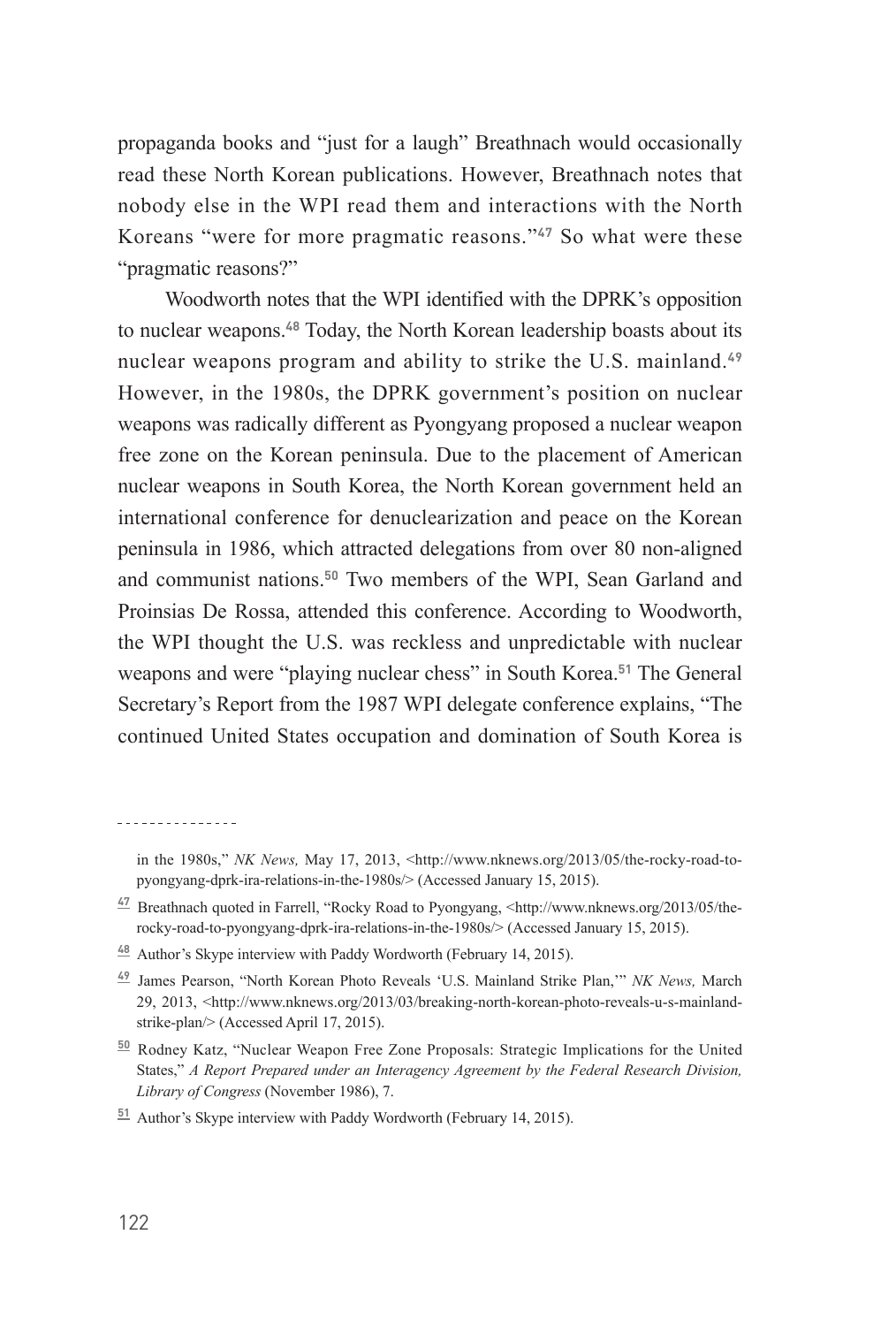propaganda books and "just for a laugh" Breathnach would occasionally read these North Korean publications. However, Breathnach notes that nobody else in the WPI read them and interactions with the North Koreans "were for more pragmatic reasons."[47] So what were these "pragmatic reasons?"

Woodworth notes that the WPI identified with the DPRK's opposition to nuclear weapons.[48] Today, the North Korean leadership boasts about its nuclear weapons program and ability to strike the U.S. mainland.[49] However, in the 1980s, the DPRK government's position on nuclear weapons was radically different as Pyongyang proposed a nuclear weapon free zone on the Korean peninsula. Due to the placement of American nuclear weapons in South Korea, the North Korean government held an international conference for denuclearization and peace on the Korean peninsula in 1986, which attracted delegations from over 80 non-aligned and communist nations.[50] Two members of the WPI, Sean Garland and Proinsias De Rossa, attended this conference. According to Woodworth, the WPI thought the U.S. was reckless and unpredictable with nuclear weapons and were "playing nuclear chess" in South Korea.[51] The General Secretary's Report from the 1987 WPI delegate conference explains, "The continued United States occupation and domination of South Korea is

---

in the 1980s," *NK News,* May 17, 2013, <http://www.nknews.org/2013/05/the-rocky-road-to-pyongyang-dprk-ira-relations-in-the-1980s/> (Accessed January 15, 2015).

[47] Breathnach quoted in Farrell, "Rocky Road to Pyongyang, <http://www.nknews.org/2013/05/the-rocky-road-to-pyongyang-dprk-ira-relations-in-the-1980s/> (Accessed January 15, 2015).

[48] Author's Skype interview with Paddy Wordworth (February 14, 2015).

[49] James Pearson, "North Korean Photo Reveals 'U.S. Mainland Strike Plan,'" *NK News,* March 29, 2013, <http://www.nknews.org/2013/03/breaking-north-korean-photo-reveals-u-s-mainland-strike-plan/> (Accessed April 17, 2015).

[50] Rodney Katz, "Nuclear Weapon Free Zone Proposals: Strategic Implications for the United States," *A Report Prepared under an Interagency Agreement by the Federal Research Division, Library of Congress* (November 1986), 7.

[51] Author's Skype interview with Paddy Wordworth (February 14, 2015).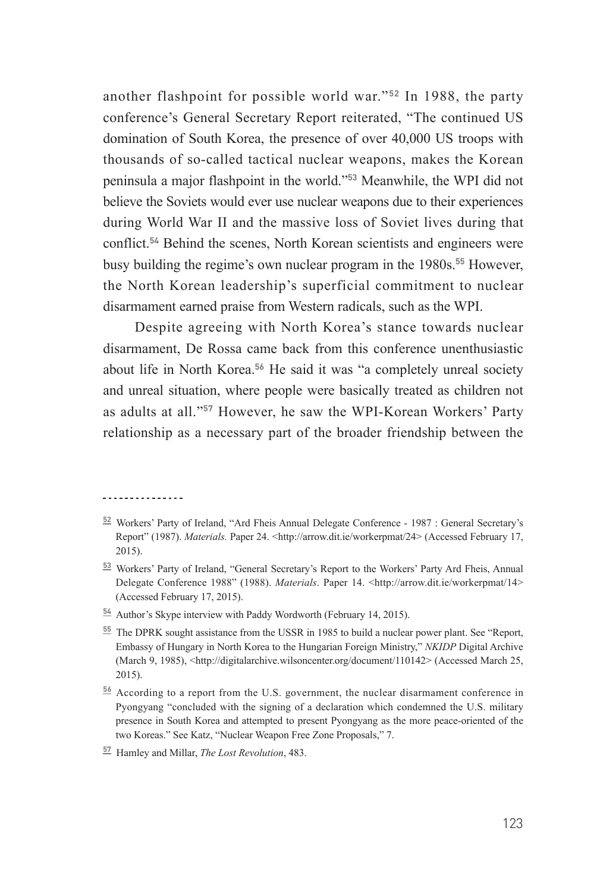another flashpoint for possible world war."[52] In 1988, the party conference's General Secretary Report reiterated, "The continued US domination of South Korea, the presence of over 40,000 US troops with thousands of so-called tactical nuclear weapons, makes the Korean peninsula a major flashpoint in the world."[53] Meanwhile, the WPI did not believe the Soviets would ever use nuclear weapons due to their experiences during World War II and the massive loss of Soviet lives during that conflict.[54] Behind the scenes, North Korean scientists and engineers were busy building the regime's own nuclear program in the 1980s.[55] However, the North Korean leadership's superficial commitment to nuclear disarmament earned praise from Western radicals, such as the WPI.

Despite agreeing with North Korea's stance towards nuclear disarmament, De Rossa came back from this conference unenthusiastic about life in North Korea.[56] He said it was "a completely unreal society and unreal situation, where people were basically treated as children not as adults at all."[57] However, he saw the WPI-Korean Workers' Party relationship as a necessary part of the broader friendship between the

---

[52] Workers' Party of Ireland, "Ard Fheis Annual Delegate Conference - 1987 : General Secretary's Report" (1987). *Materials.* Paper 24. <http://arrow.dit.ie/workerpmat/24> (Accessed February 17, 2015).

[53] Workers' Party of Ireland, "General Secretary's Report to the Workers' Party Ard Fheis, Annual Delegate Conference 1988" (1988). *Materials*. Paper 14. <http://arrow.dit.ie/workerpmat/14> (Accessed February 17, 2015).

[54] Author's Skype interview with Paddy Wordworth (February 14, 2015).

[55] The DPRK sought assistance from the USSR in 1985 to build a nuclear power plant. See "Report, Embassy of Hungary in North Korea to the Hungarian Foreign Ministry," *NKIDP* Digital Archive (March 9, 1985), <http://digitalarchive.wilsoncenter.org/document/110142> (Accessed March 25, 2015).

[56] According to a report from the U.S. government, the nuclear disarmament conference in Pyongyang "concluded with the signing of a declaration which condemned the U.S. military presence in South Korea and attempted to present Pyongyang as the more peace-oriented of the two Koreas." See Katz, "Nuclear Weapon Free Zone Proposals," 7.

[57] Hamley and Millar, *The Lost Revolution*, 483.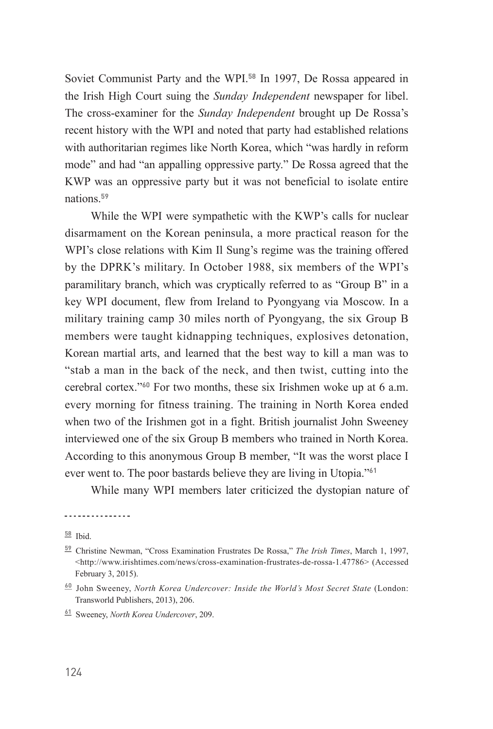Soviet Communist Party and the WPI.[58] In 1997, De Rossa appeared in the Irish High Court suing the *Sunday Independent* newspaper for libel. The cross-examiner for the *Sunday Independent* brought up De Rossa's recent history with the WPI and noted that party had established relations with authoritarian regimes like North Korea, which "was hardly in reform mode" and had "an appalling oppressive party." De Rossa agreed that the KWP was an oppressive party but it was not beneficial to isolate entire nations.[59]

While the WPI were sympathetic with the KWP's calls for nuclear disarmament on the Korean peninsula, a more practical reason for the WPI's close relations with Kim Il Sung's regime was the training offered by the DPRK's military. In October 1988, six members of the WPI's paramilitary branch, which was cryptically referred to as "Group B" in a key WPI document, flew from Ireland to Pyongyang via Moscow. In a military training camp 30 miles north of Pyongyang, the six Group B members were taught kidnapping techniques, explosives detonation, Korean martial arts, and learned that the best way to kill a man was to "stab a man in the back of the neck, and then twist, cutting into the cerebral cortex."[60] For two months, these six Irishmen woke up at 6 a.m. every morning for fitness training. The training in North Korea ended when two of the Irishmen got in a fight. British journalist John Sweeney interviewed one of the six Group B members who trained in North Korea. According to this anonymous Group B member, "It was the worst place I ever went to. The poor bastards believe they are living in Utopia."[61]

While many WPI members later criticized the dystopian nature of

---

[58] Ibid.

[59] Christine Newman, "Cross Examination Frustrates De Rossa," *The Irish Times*, March 1, 1997, <http://www.irishtimes.com/news/cross-examination-frustrates-de-rossa-1.47786> (Accessed February 3, 2015).

[60] John Sweeney, *North Korea Undercover: Inside the World's Most Secret State* (London: Transworld Publishers, 2013), 206.

[61] Sweeney, *North Korea Undercover*, 209.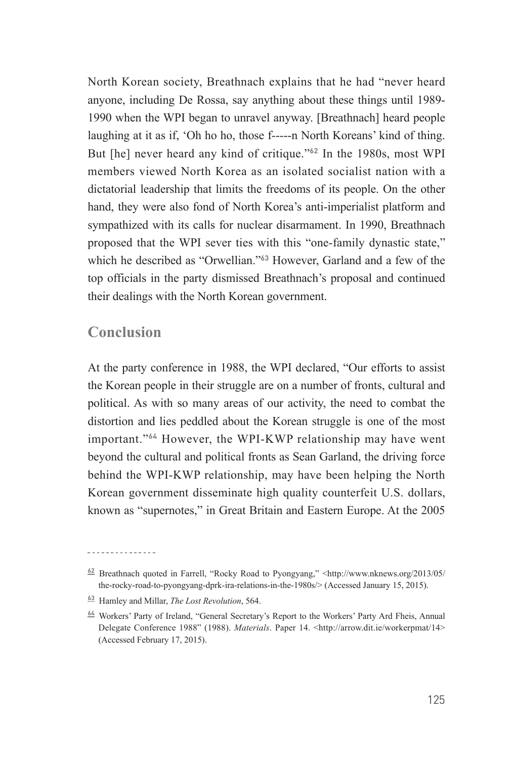North Korean society, Breathnach explains that he had "never heard anyone, including De Rossa, say anything about these things until 1989-1990 when the WPI began to unravel anyway. [Breathnach] heard people laughing at it as if, 'Oh ho ho, those f-----n North Koreans' kind of thing. But [he] never heard any kind of critique."[62] In the 1980s, most WPI members viewed North Korea as an isolated socialist nation with a dictatorial leadership that limits the freedoms of its people. On the other hand, they were also fond of North Korea's anti-imperialist platform and sympathized with its calls for nuclear disarmament. In 1990, Breathnach proposed that the WPI sever ties with this "one-family dynastic state," which he described as "Orwellian."[63] However, Garland and a few of the top officials in the party dismissed Breathnach's proposal and continued their dealings with the North Korean government.

## Conclusion

At the party conference in 1988, the WPI declared, "Our efforts to assist the Korean people in their struggle are on a number of fronts, cultural and political. As with so many areas of our activity, the need to combat the distortion and lies peddled about the Korean struggle is one of the most important."[64] However, the WPI-KWP relationship may have went beyond the cultural and political fronts as Sean Garland, the driving force behind the WPI-KWP relationship, may have been helping the North Korean government disseminate high quality counterfeit U.S. dollars, known as "supernotes," in Great Britain and Eastern Europe. At the 2005

---

[62] Breathnach quoted in Farrell, "Rocky Road to Pyongyang," <http://www.nknews.org/2013/05/the-rocky-road-to-pyongyang-dprk-ira-relations-in-the-1980s/> (Accessed January 15, 2015).

[63] Hamley and Millar, *The Lost Revolution*, 564.

[64] Workers' Party of Ireland, "General Secretary's Report to the Workers' Party Ard Fheis, Annual Delegate Conference 1988" (1988). *Materials*. Paper 14. <http://arrow.dit.ie/workerpmat/14> (Accessed February 17, 2015).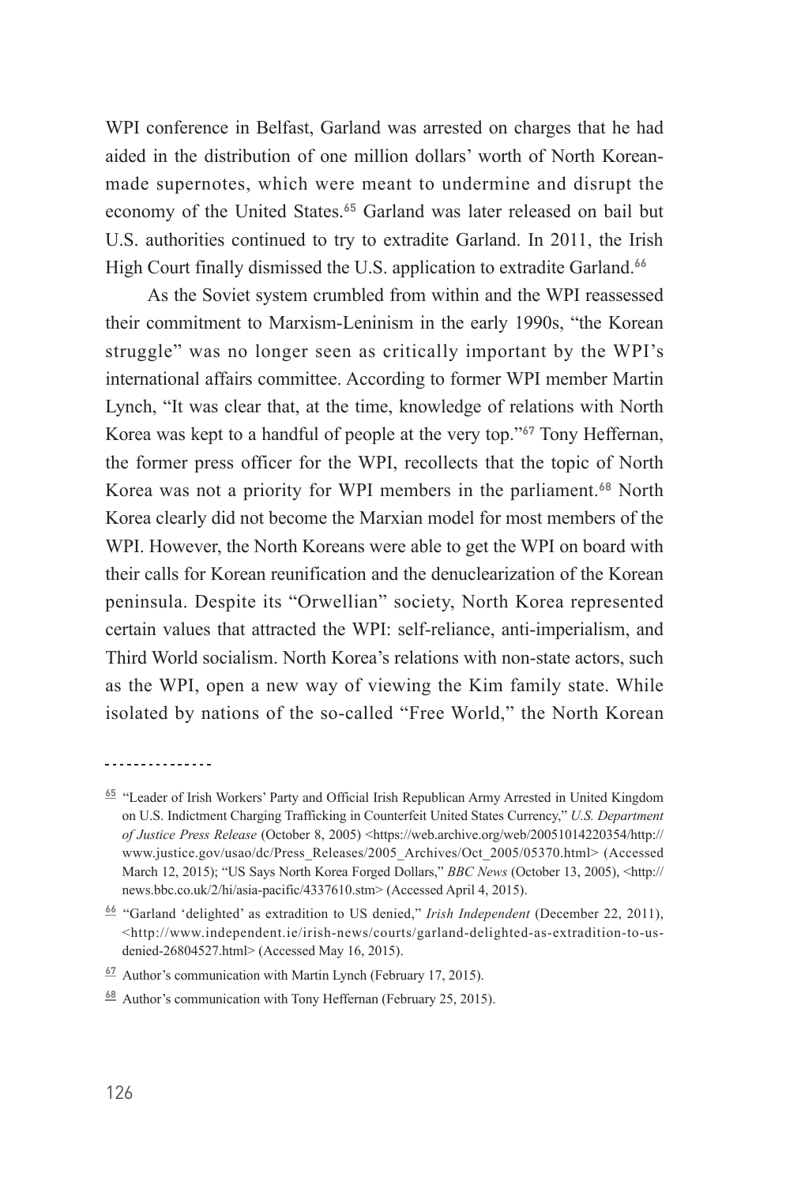WPI conference in Belfast, Garland was arrested on charges that he had aided in the distribution of one million dollars' worth of North Korean-made supernotes, which were meant to undermine and disrupt the economy of the United States.[65] Garland was later released on bail but U.S. authorities continued to try to extradite Garland. In 2011, the Irish High Court finally dismissed the U.S. application to extradite Garland.[66]

As the Soviet system crumbled from within and the WPI reassessed their commitment to Marxism-Leninism in the early 1990s, "the Korean struggle" was no longer seen as critically important by the WPI's international affairs committee. According to former WPI member Martin Lynch, "It was clear that, at the time, knowledge of relations with North Korea was kept to a handful of people at the very top."[67] Tony Heffernan, the former press officer for the WPI, recollects that the topic of North Korea was not a priority for WPI members in the parliament.[68] North Korea clearly did not become the Marxian model for most members of the WPI. However, the North Koreans were able to get the WPI on board with their calls for Korean reunification and the denuclearization of the Korean peninsula. Despite its "Orwellian" society, North Korea represented certain values that attracted the WPI: self-reliance, anti-imperialism, and Third World socialism. North Korea's relations with non-state actors, such as the WPI, open a new way of viewing the Kim family state. While isolated by nations of the so-called "Free World," the North Korean

---

[65] "Leader of Irish Workers' Party and Official Irish Republican Army Arrested in United Kingdom on U.S. Indictment Charging Trafficking in Counterfeit United States Currency," *U.S. Department of Justice Press Release* (October 8, 2005) <https://web.archive.org/web/20051014220354/http://www.justice.gov/usao/dc/Press_Releases/2005_Archives/Oct_2005/05370.html> (Accessed March 12, 2015); "US Says North Korea Forged Dollars," *BBC News* (October 13, 2005), <http://news.bbc.co.uk/2/hi/asia-pacific/4337610.stm> (Accessed April 4, 2015).

[66] "Garland 'delighted' as extradition to US denied," *Irish Independent* (December 22, 2011), <http://www.independent.ie/irish-news/courts/garland-delighted-as-extradition-to-us-denied-26804527.html> (Accessed May 16, 2015).

[67] Author's communication with Martin Lynch (February 17, 2015).

[68] Author's communication with Tony Heffernan (February 25, 2015).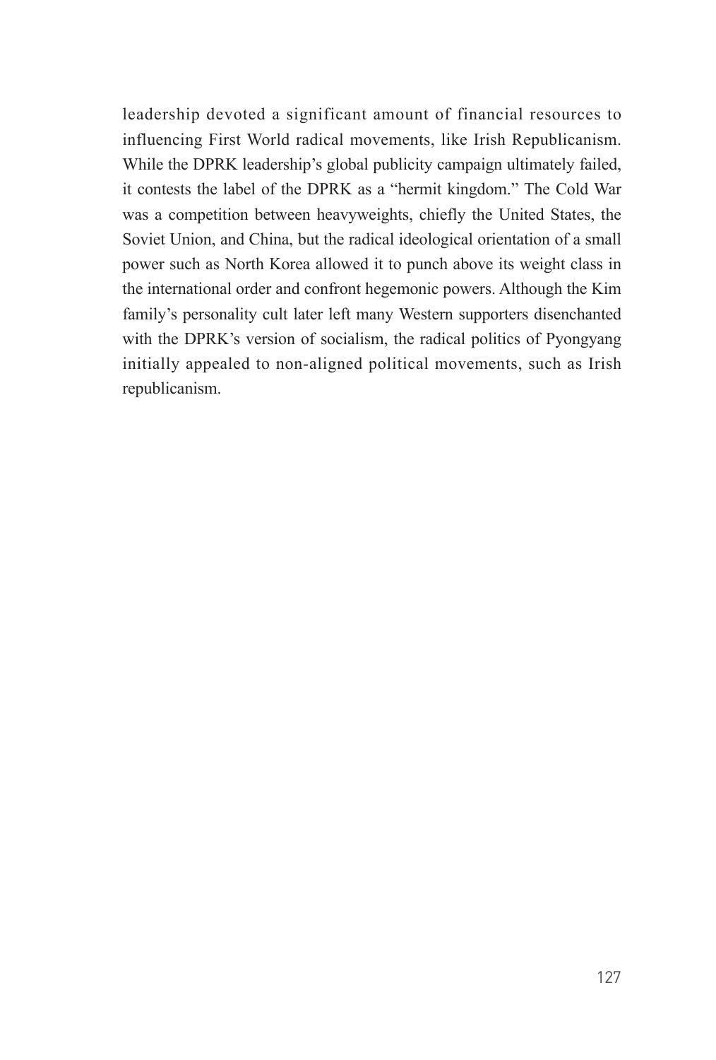leadership devoted a significant amount of financial resources to influencing First World radical movements, like Irish Republicanism. While the DPRK leadership's global publicity campaign ultimately failed, it contests the label of the DPRK as a "hermit kingdom." The Cold War was a competition between heavyweights, chiefly the United States, the Soviet Union, and China, but the radical ideological orientation of a small power such as North Korea allowed it to punch above its weight class in the international order and confront hegemonic powers. Although the Kim family's personality cult later left many Western supporters disenchanted with the DPRK's version of socialism, the radical politics of Pyongyang initially appealed to non-aligned political movements, such as Irish republicanism.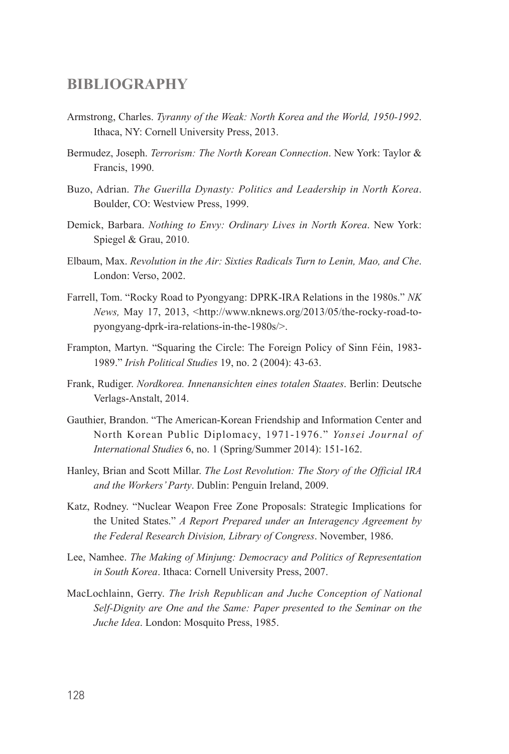# BIBLIOGRAPHY

Armstrong, Charles. *Tyranny of the Weak: North Korea and the World, 1950-1992*. Ithaca, NY: Cornell University Press, 2013.

Bermudez, Joseph. *Terrorism: The North Korean Connection*. New York: Taylor & Francis, 1990.

Buzo, Adrian. *The Guerilla Dynasty: Politics and Leadership in North Korea*. Boulder, CO: Westview Press, 1999.

Demick, Barbara. *Nothing to Envy: Ordinary Lives in North Korea*. New York: Spiegel & Grau, 2010.

Elbaum, Max. *Revolution in the Air: Sixties Radicals Turn to Lenin, Mao, and Che*. London: Verso, 2002.

Farrell, Tom. "Rocky Road to Pyongyang: DPRK-IRA Relations in the 1980s." *NK News,* May 17, 2013, <http://www.nknews.org/2013/05/the-rocky-road-to-pyongyang-dprk-ira-relations-in-the-1980s/>.

Frampton, Martyn. "Squaring the Circle: The Foreign Policy of Sinn Féin, 1983-1989." *Irish Political Studies* 19, no. 2 (2004): 43-63.

Frank, Rudiger. *Nordkorea. Innenansichten eines totalen Staates*. Berlin: Deutsche Verlags-Anstalt, 2014.

Gauthier, Brandon. "The American-Korean Friendship and Information Center and North Korean Public Diplomacy, 1971-1976." *Yonsei Journal of International Studies* 6, no. 1 (Spring/Summer 2014): 151-162.

Hanley, Brian and Scott Millar. *The Lost Revolution: The Story of the Official IRA and the Workers' Party*. Dublin: Penguin Ireland, 2009.

Katz, Rodney. "Nuclear Weapon Free Zone Proposals: Strategic Implications for the United States." *A Report Prepared under an Interagency Agreement by the Federal Research Division, Library of Congress*. November, 1986.

Lee, Namhee. *The Making of Minjung: Democracy and Politics of Representation in South Korea*. Ithaca: Cornell University Press, 2007.

MacLochlainn, Gerry. *The Irish Republican and Juche Conception of National Self-Dignity are One and the Same: Paper presented to the Seminar on the Juche Idea*. London: Mosquito Press, 1985.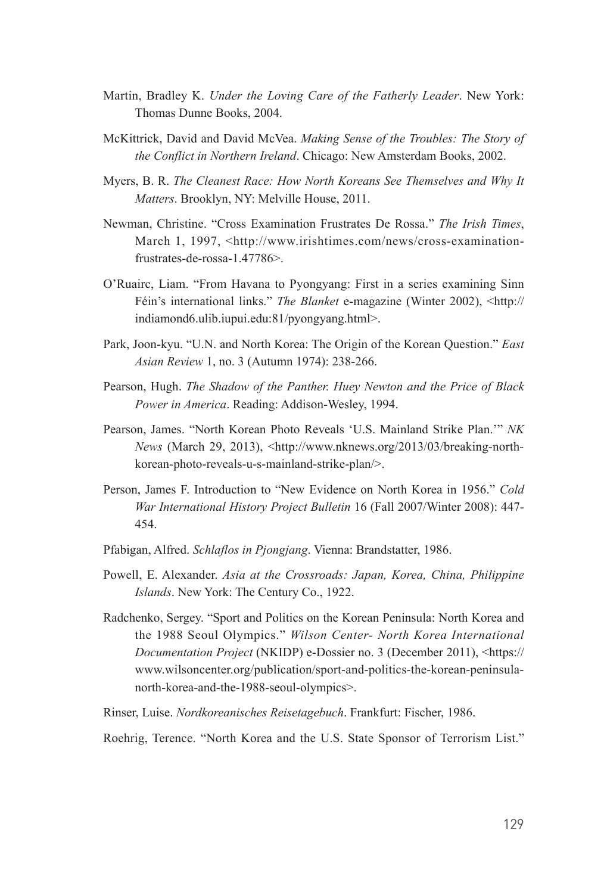Martin, Bradley K. *Under the Loving Care of the Fatherly Leader*. New York: Thomas Dunne Books, 2004.

McKittrick, David and David McVea. *Making Sense of the Troubles: The Story of the Conflict in Northern Ireland*. Chicago: New Amsterdam Books, 2002.

Myers, B. R. *The Cleanest Race: How North Koreans See Themselves and Why It Matters*. Brooklyn, NY: Melville House, 2011.

Newman, Christine. "Cross Examination Frustrates De Rossa." *The Irish Times*, March 1, 1997, <http://www.irishtimes.com/news/cross-examination-frustrates-de-rossa-1.47786>.

O'Ruairc, Liam. "From Havana to Pyongyang: First in a series examining Sinn Féin's international links." *The Blanket* e-magazine (Winter 2002), <http://indiamond6.ulib.iupui.edu:81/pyongyang.html>.

Park, Joon-kyu. "U.N. and North Korea: The Origin of the Korean Question." *East Asian Review* 1, no. 3 (Autumn 1974): 238-266.

Pearson, Hugh. *The Shadow of the Panther. Huey Newton and the Price of Black Power in America*. Reading: Addison-Wesley, 1994.

Pearson, James. "North Korean Photo Reveals 'U.S. Mainland Strike Plan.'" *NK News* (March 29, 2013), <http://www.nknews.org/2013/03/breaking-north-korean-photo-reveals-u-s-mainland-strike-plan/>.

Person, James F. Introduction to "New Evidence on North Korea in 1956." *Cold War International History Project Bulletin* 16 (Fall 2007/Winter 2008): 447-454.

Pfabigan, Alfred. *Schlaflos in Pjongjang*. Vienna: Brandstatter, 1986.

Powell, E. Alexander. *Asia at the Crossroads: Japan, Korea, China, Philippine Islands*. New York: The Century Co., 1922.

Radchenko, Sergey. "Sport and Politics on the Korean Peninsula: North Korea and the 1988 Seoul Olympics." *Wilson Center- North Korea International Documentation Project* (NKIDP) e-Dossier no. 3 (December 2011), <https://www.wilsoncenter.org/publication/sport-and-politics-the-korean-peninsula-north-korea-and-the-1988-seoul-olympics>.

Rinser, Luise. *Nordkoreanisches Reisetagebuch*. Frankfurt: Fischer, 1986.

Roehrig, Terence. "North Korea and the U.S. State Sponsor of Terrorism List."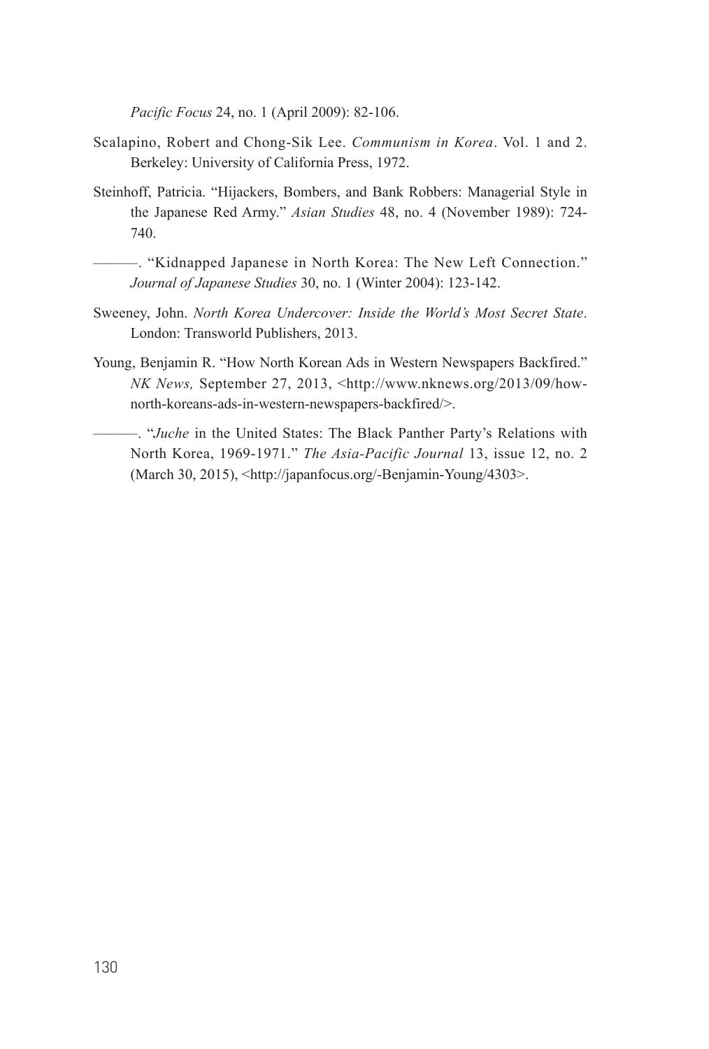*Pacific Focus* 24, no. 1 (April 2009): 82-106.

Scalapino, Robert and Chong-Sik Lee. *Communism in Korea*. Vol. 1 and 2. Berkeley: University of California Press, 1972.

Steinhoff, Patricia. "Hijackers, Bombers, and Bank Robbers: Managerial Style in the Japanese Red Army." *Asian Studies* 48, no. 4 (November 1989): 724-740.

———. "Kidnapped Japanese in North Korea: The New Left Connection." *Journal of Japanese Studies* 30, no. 1 (Winter 2004): 123-142.

Sweeney, John. *North Korea Undercover: Inside the World's Most Secret State*. London: Transworld Publishers, 2013.

Young, Benjamin R. "How North Korean Ads in Western Newspapers Backfired." *NK News,* September 27, 2013, <http://www.nknews.org/2013/09/how-north-koreans-ads-in-western-newspapers-backfired/>.

———. "*Juche* in the United States: The Black Panther Party's Relations with North Korea, 1969-1971." *The Asia-Pacific Journal* 13, issue 12, no. 2 (March 30, 2015), <http://japanfocus.org/-Benjamin-Young/4303>.